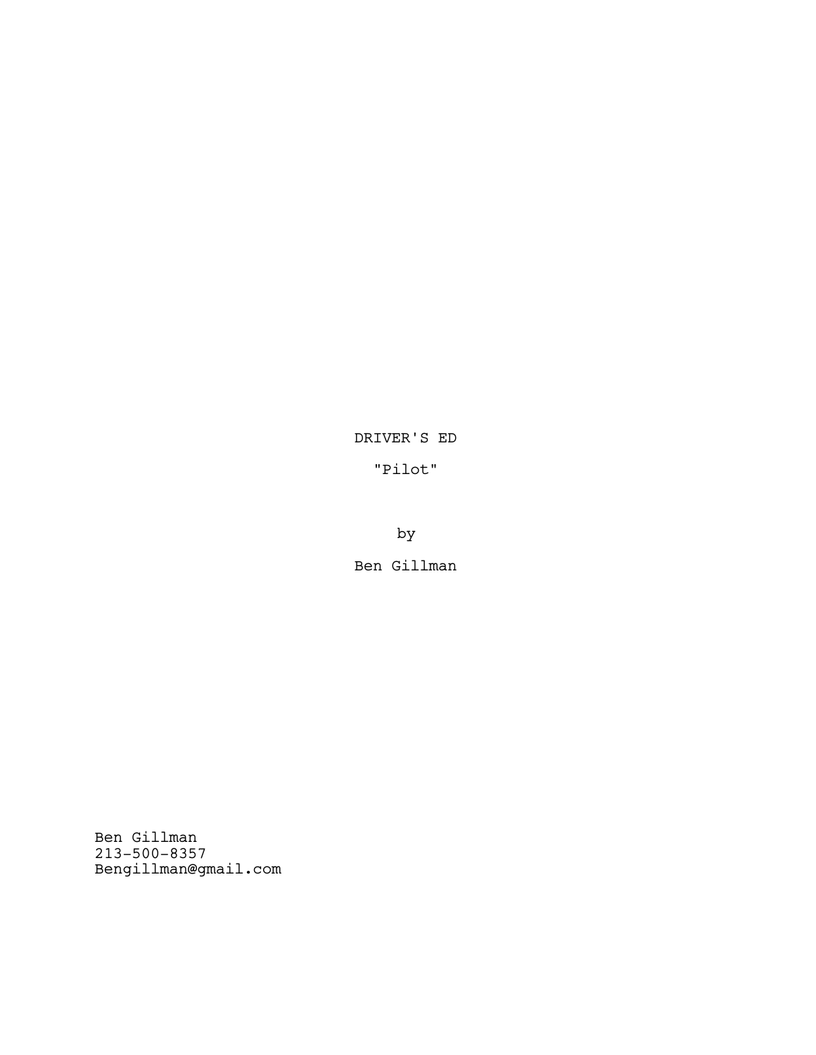DRIVER'S ED

"Pilot"

by

Ben Gillman

Ben Gillman
213-500-8357
Bengillman@gmail.com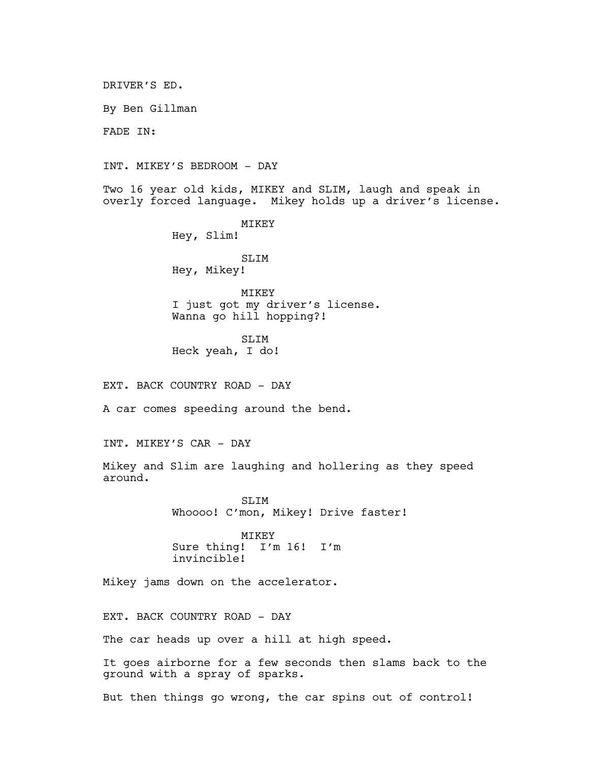DRIVER'S ED.

By Ben Gillman

FADE IN:

INT. MIKEY'S BEDROOM - DAY

Two 16 year old kids, MIKEY and SLIM, laugh and speak in overly forced language. Mikey holds up a driver's license.

MIKEY
Hey, Slim!

SLIM
Hey, Mikey!

MIKEY
I just got my driver's license. Wanna go hill hopping?!

SLIM
Heck yeah, I do!

EXT. BACK COUNTRY ROAD - DAY

A car comes speeding around the bend.

INT. MIKEY'S CAR - DAY

Mikey and Slim are laughing and hollering as they speed around.

SLIM
Whoooo! C'mon, Mikey! Drive faster!

MIKEY
Sure thing! I'm 16! I'm invincible!

Mikey jams down on the accelerator.

EXT. BACK COUNTRY ROAD - DAY

The car heads up over a hill at high speed.

It goes airborne for a few seconds then slams back to the ground with a spray of sparks.

But then things go wrong, the car spins out of control!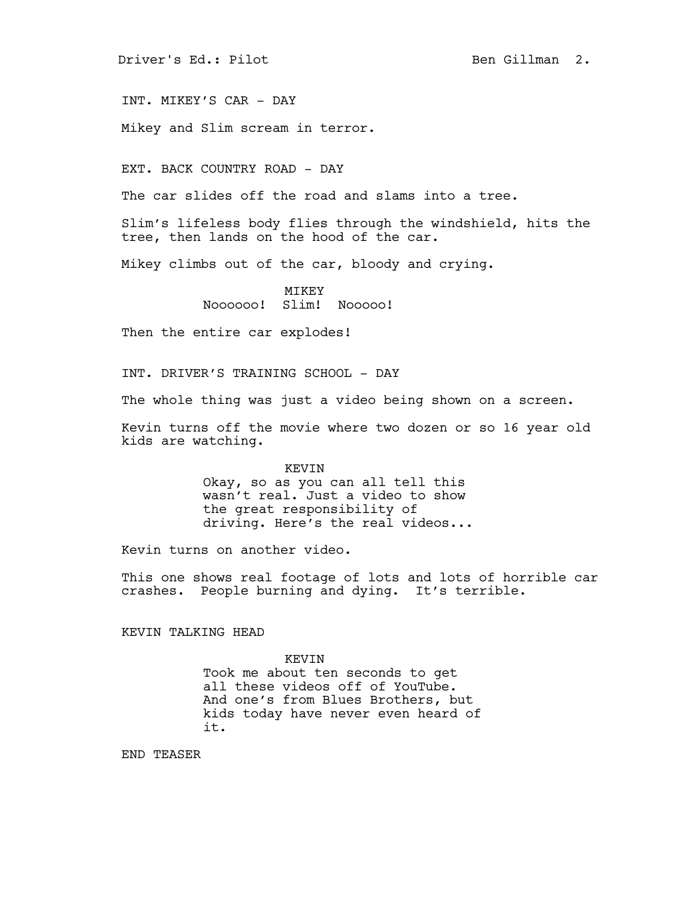INT. MIKEY'S CAR - DAY

Mikey and Slim scream in terror.

EXT. BACK COUNTRY ROAD - DAY

The car slides off the road and slams into a tree.

Slim's lifeless body flies through the windshield, hits the tree, then lands on the hood of the car.

Mikey climbs out of the car, bloody and crying.

MIKEY
Noooooo! Slim! Nooooo!

Then the entire car explodes!

INT. DRIVER'S TRAINING SCHOOL - DAY

The whole thing was just a video being shown on a screen.

Kevin turns off the movie where two dozen or so 16 year old kids are watching.

KEVIN
Okay, so as you can all tell this wasn't real. Just a video to show the great responsibility of driving. Here's the real videos...

Kevin turns on another video.

This one shows real footage of lots and lots of horrible car crashes. People burning and dying. It's terrible.

KEVIN TALKING HEAD

KEVIN
Took me about ten seconds to get all these videos off of YouTube. And one's from Blues Brothers, but kids today have never even heard of it.

END TEASER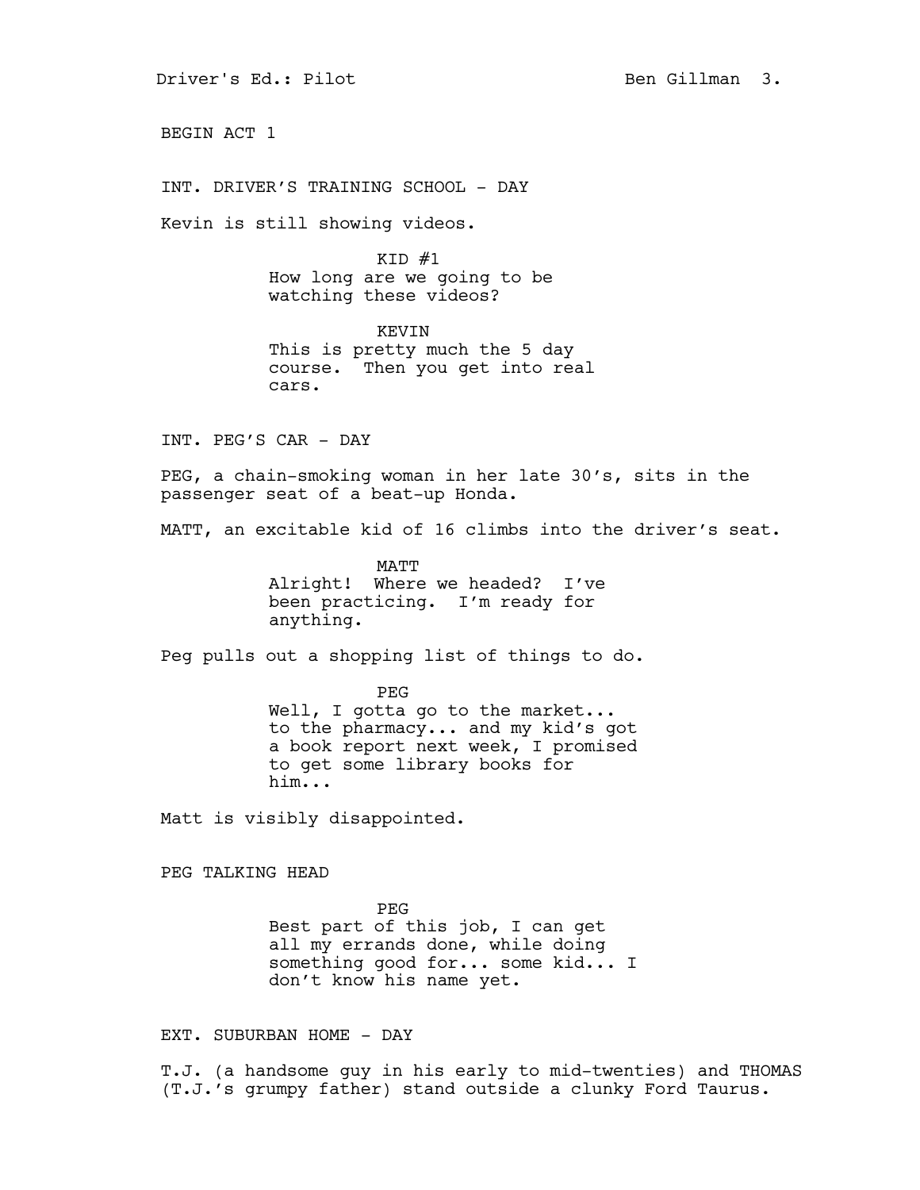BEGIN ACT 1

INT. DRIVER'S TRAINING SCHOOL - DAY

Kevin is still showing videos.

KID #1
How long are we going to be watching these videos?

KEVIN
This is pretty much the 5 day course. Then you get into real cars.

INT. PEG'S CAR - DAY

PEG, a chain-smoking woman in her late 30's, sits in the passenger seat of a beat-up Honda.

MATT, an excitable kid of 16 climbs into the driver's seat.

MATT
Alright! Where we headed? I've been practicing. I'm ready for anything.

Peg pulls out a shopping list of things to do.

PEG
Well, I gotta go to the market... to the pharmacy... and my kid's got a book report next week, I promised to get some library books for him...

Matt is visibly disappointed.

PEG TALKING HEAD

PEG
Best part of this job, I can get all my errands done, while doing something good for... some kid... I don't know his name yet.

EXT. SUBURBAN HOME - DAY

T.J. (a handsome guy in his early to mid-twenties) and THOMAS (T.J.'s grumpy father) stand outside a clunky Ford Taurus.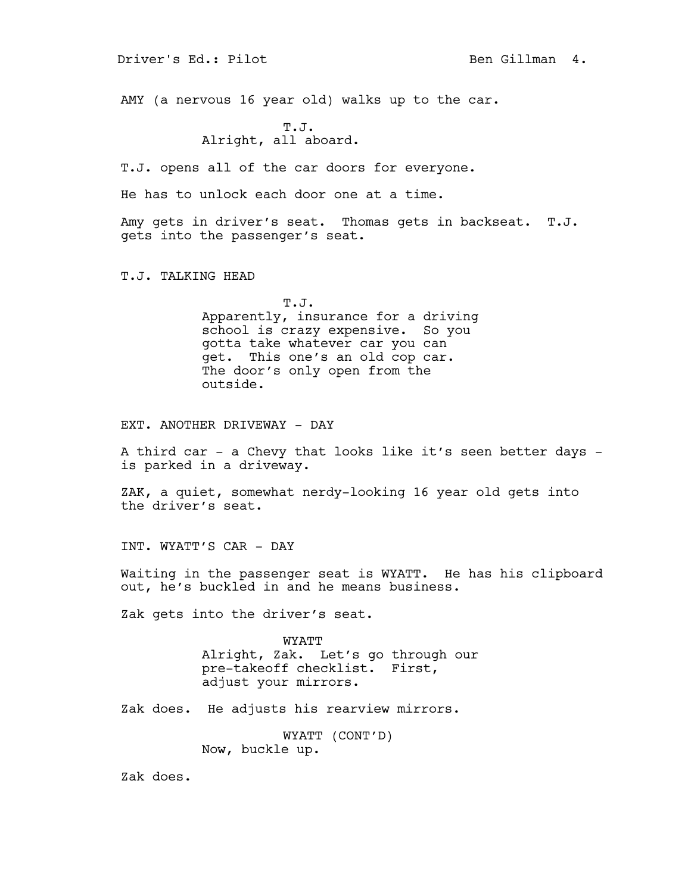AMY (a nervous 16 year old) walks up to the car.

T.J.
Alright, all aboard.

T.J. opens all of the car doors for everyone.

He has to unlock each door one at a time.

Amy gets in driver's seat. Thomas gets in backseat. T.J. gets into the passenger's seat.

T.J. TALKING HEAD

T.J.
Apparently, insurance for a driving school is crazy expensive. So you gotta take whatever car you can get. This one's an old cop car. The door's only open from the outside.

EXT. ANOTHER DRIVEWAY - DAY

A third car - a Chevy that looks like it's seen better days - is parked in a driveway.

ZAK, a quiet, somewhat nerdy-looking 16 year old gets into the driver's seat.

INT. WYATT'S CAR - DAY

Waiting in the passenger seat is WYATT. He has his clipboard out, he's buckled in and he means business.

Zak gets into the driver's seat.

WYATT
Alright, Zak. Let's go through our pre-takeoff checklist. First, adjust your mirrors.

Zak does. He adjusts his rearview mirrors.

WYATT (CONT'D)
Now, buckle up.

Zak does.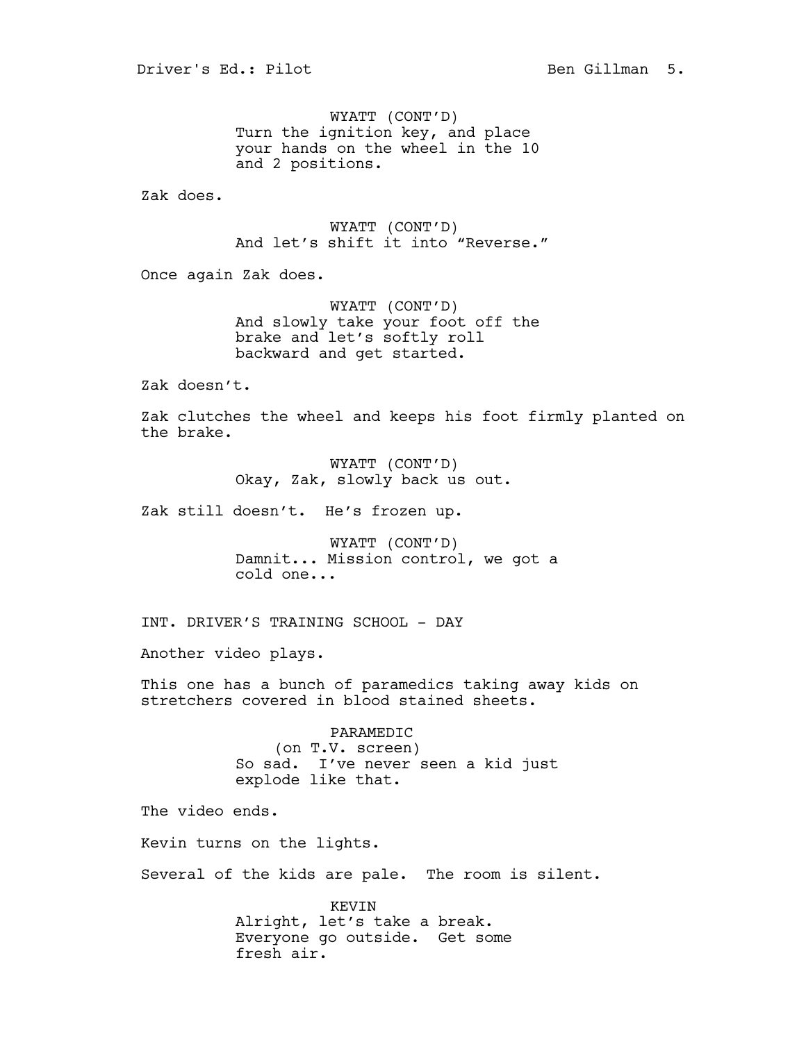WYATT (CONT'D)
Turn the ignition key, and place your hands on the wheel in the 10 and 2 positions.

Zak does.

WYATT (CONT'D)
And let's shift it into "Reverse."

Once again Zak does.

WYATT (CONT'D)
And slowly take your foot off the brake and let's softly roll backward and get started.

Zak doesn't.

Zak clutches the wheel and keeps his foot firmly planted on the brake.

WYATT (CONT'D)
Okay, Zak, slowly back us out.

Zak still doesn't. He's frozen up.

WYATT (CONT'D)
Damnit... Mission control, we got a cold one...

INT. DRIVER'S TRAINING SCHOOL - DAY

Another video plays.

This one has a bunch of paramedics taking away kids on stretchers covered in blood stained sheets.

PARAMEDIC
(on T.V. screen)
So sad. I've never seen a kid just explode like that.

The video ends.

Kevin turns on the lights.

Several of the kids are pale. The room is silent.

KEVIN
Alright, let's take a break. Everyone go outside. Get some fresh air.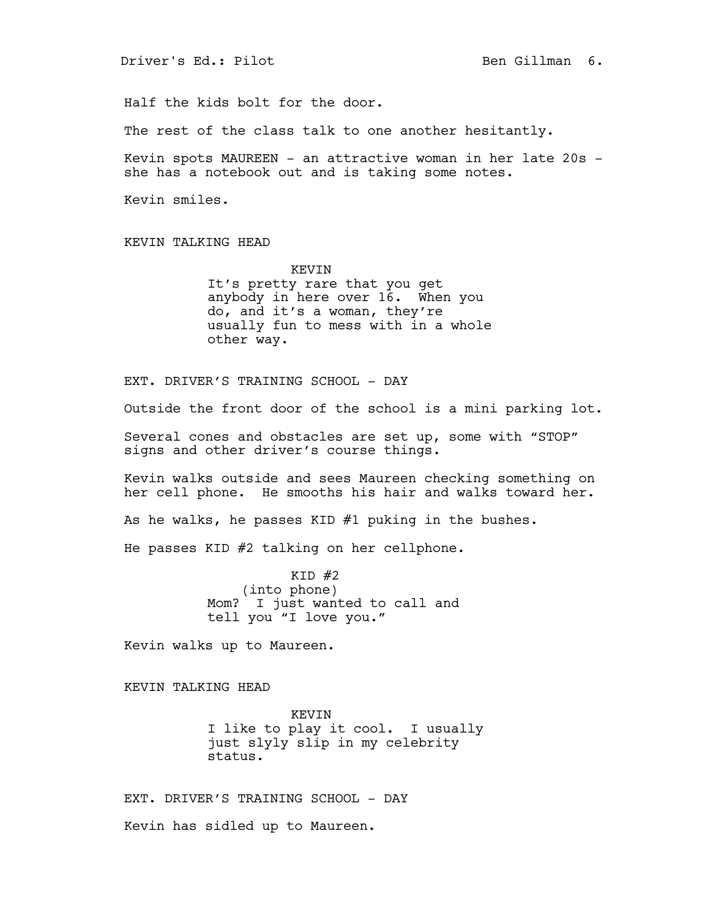Half the kids bolt for the door.

The rest of the class talk to one another hesitantly.

Kevin spots MAUREEN - an attractive woman in her late 20s - she has a notebook out and is taking some notes.

Kevin smiles.

KEVIN TALKING HEAD

KEVIN
It's pretty rare that you get anybody in here over 16. When you do, and it's a woman, they're usually fun to mess with in a whole other way.

EXT. DRIVER'S TRAINING SCHOOL - DAY

Outside the front door of the school is a mini parking lot.

Several cones and obstacles are set up, some with "STOP" signs and other driver's course things.

Kevin walks outside and sees Maureen checking something on her cell phone. He smooths his hair and walks toward her.

As he walks, he passes KID #1 puking in the bushes.

He passes KID #2 talking on her cellphone.

KID #2
(into phone)
Mom? I just wanted to call and tell you "I love you."

Kevin walks up to Maureen.

KEVIN TALKING HEAD

KEVIN
I like to play it cool. I usually just slyly slip in my celebrity status.

EXT. DRIVER'S TRAINING SCHOOL - DAY

Kevin has sidled up to Maureen.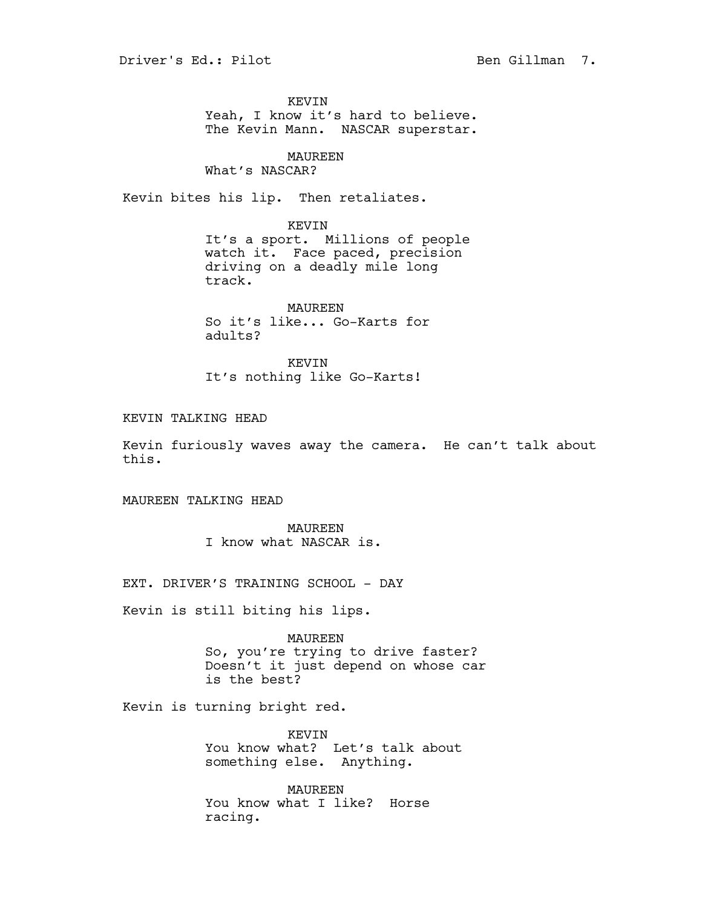KEVIN
Yeah, I know it's hard to believe. The Kevin Mann. NASCAR superstar.

MAUREEN
What's NASCAR?

Kevin bites his lip. Then retaliates.

KEVIN
It's a sport. Millions of people watch it. Face paced, precision driving on a deadly mile long track.

MAUREEN
So it's like... Go-Karts for adults?

KEVIN
It's nothing like Go-Karts!

KEVIN TALKING HEAD

Kevin furiously waves away the camera. He can't talk about this.

MAUREEN TALKING HEAD

MAUREEN
I know what NASCAR is.

EXT. DRIVER'S TRAINING SCHOOL - DAY

Kevin is still biting his lips.

MAUREEN
So, you're trying to drive faster? Doesn't it just depend on whose car is the best?

Kevin is turning bright red.

KEVIN
You know what? Let's talk about something else. Anything.

MAUREEN
You know what I like? Horse racing.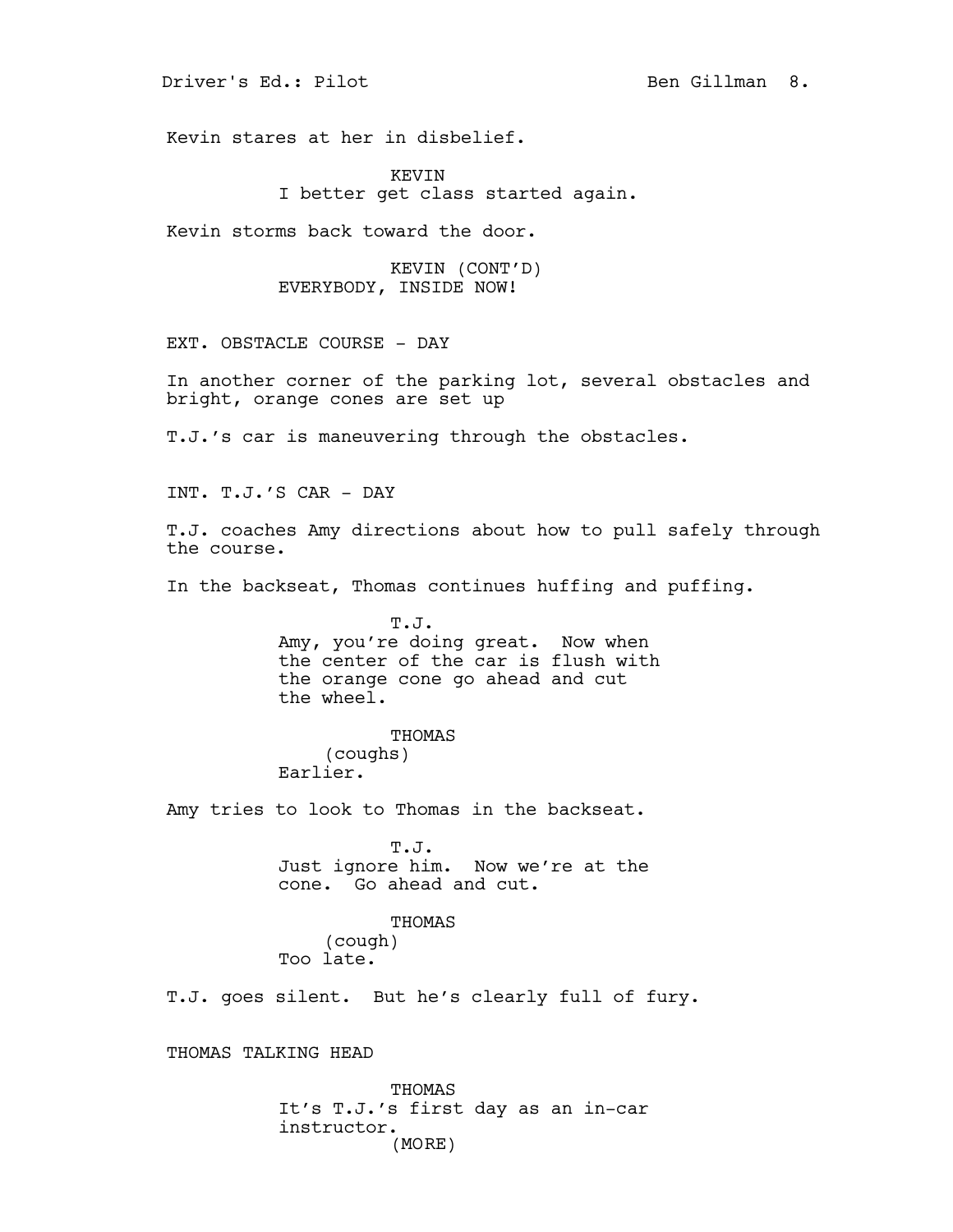Kevin stares at her in disbelief.

KEVIN
I better get class started again.

Kevin storms back toward the door.

KEVIN (CONT'D)
EVERYBODY, INSIDE NOW!

EXT. OBSTACLE COURSE - DAY

In another corner of the parking lot, several obstacles and bright, orange cones are set up

T.J.'s car is maneuvering through the obstacles.

INT. T.J.'S CAR - DAY

T.J. coaches Amy directions about how to pull safely through the course.

In the backseat, Thomas continues huffing and puffing.

T.J.
Amy, you're doing great. Now when the center of the car is flush with the orange cone go ahead and cut the wheel.

THOMAS
(coughs)
Earlier.

Amy tries to look to Thomas in the backseat.

T.J.
Just ignore him. Now we're at the cone. Go ahead and cut.

THOMAS
(cough)
Too late.

T.J. goes silent. But he's clearly full of fury.

THOMAS TALKING HEAD

THOMAS
It's T.J.'s first day as an in-car instructor.
(MORE)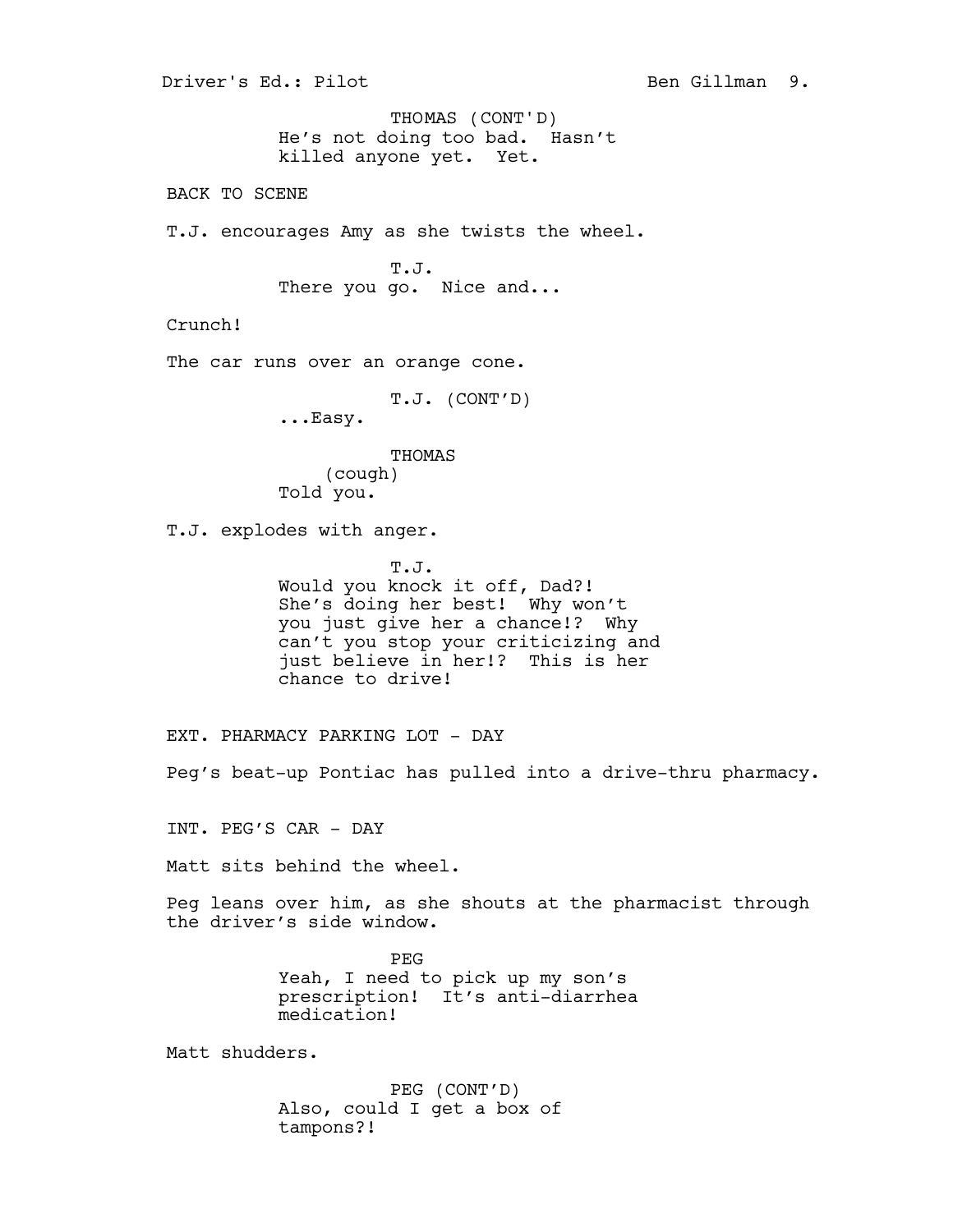THOMAS (CONT'D)
He's not doing too bad. Hasn't killed anyone yet. Yet.

BACK TO SCENE

T.J. encourages Amy as she twists the wheel.

T.J.
There you go. Nice and...

Crunch!

The car runs over an orange cone.

T.J. (CONT'D)
...Easy.

THOMAS
(cough)
Told you.

T.J. explodes with anger.

T.J.
Would you knock it off, Dad?! She's doing her best! Why won't you just give her a chance!? Why can't you stop your criticizing and just believe in her!? This is her chance to drive!

EXT. PHARMACY PARKING LOT - DAY

Peg's beat-up Pontiac has pulled into a drive-thru pharmacy.

INT. PEG'S CAR - DAY

Matt sits behind the wheel.

Peg leans over him, as she shouts at the pharmacist through the driver's side window.

PEG
Yeah, I need to pick up my son's prescription! It's anti-diarrhea medication!

Matt shudders.

PEG (CONT'D)
Also, could I get a box of tampons?!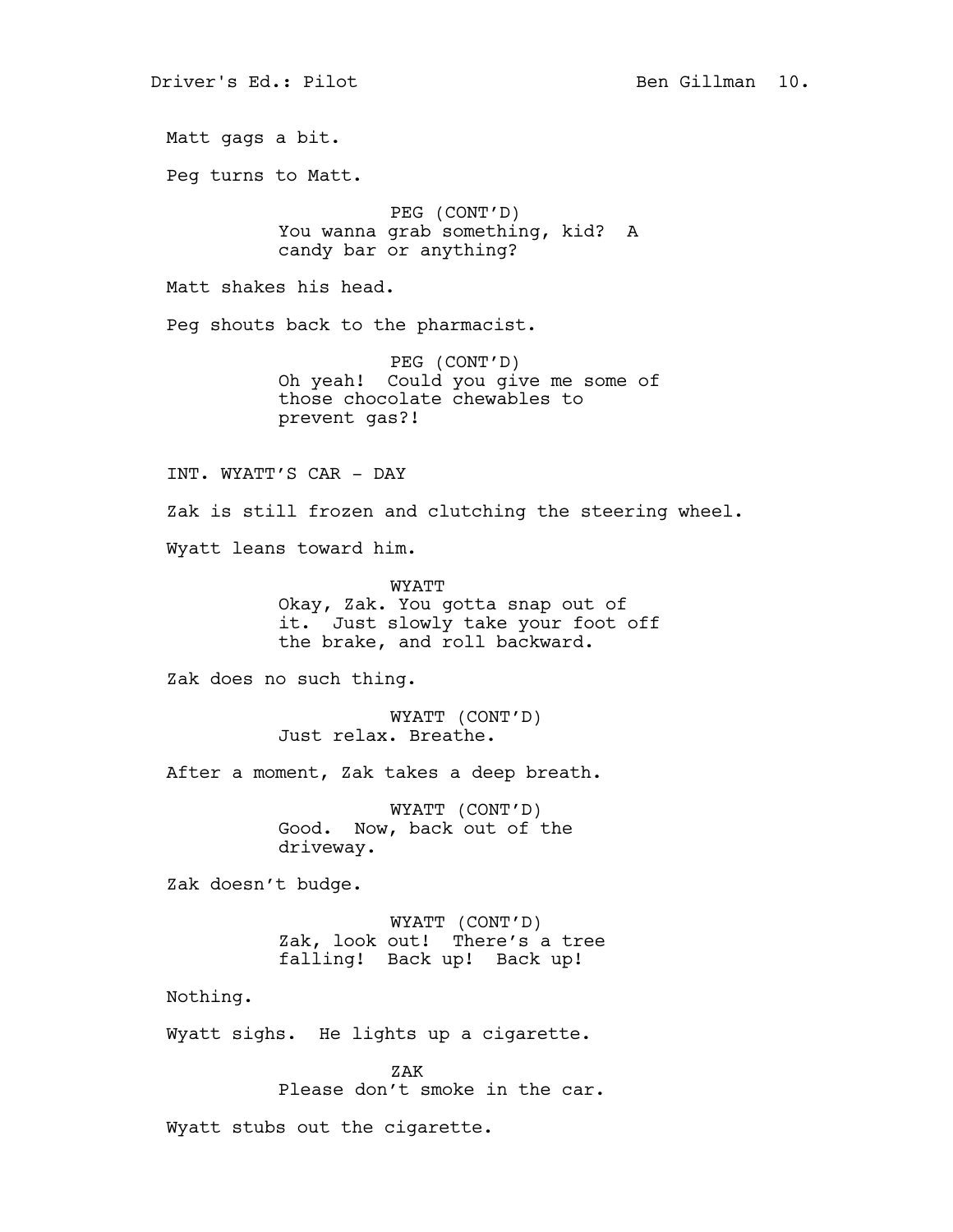Matt gags a bit.

Peg turns to Matt.

PEG (CONT'D)
You wanna grab something, kid? A candy bar or anything?

Matt shakes his head.

Peg shouts back to the pharmacist.

PEG (CONT'D)
Oh yeah! Could you give me some of those chocolate chewables to prevent gas?!

INT. WYATT'S CAR - DAY

Zak is still frozen and clutching the steering wheel.

Wyatt leans toward him.

WYATT
Okay, Zak. You gotta snap out of it. Just slowly take your foot off the brake, and roll backward.

Zak does no such thing.

WYATT (CONT'D)
Just relax. Breathe.

After a moment, Zak takes a deep breath.

WYATT (CONT'D)
Good. Now, back out of the driveway.

Zak doesn't budge.

WYATT (CONT'D)
Zak, look out! There's a tree falling! Back up! Back up!

Nothing.

Wyatt sighs. He lights up a cigarette.

ZAK
Please don't smoke in the car.

Wyatt stubs out the cigarette.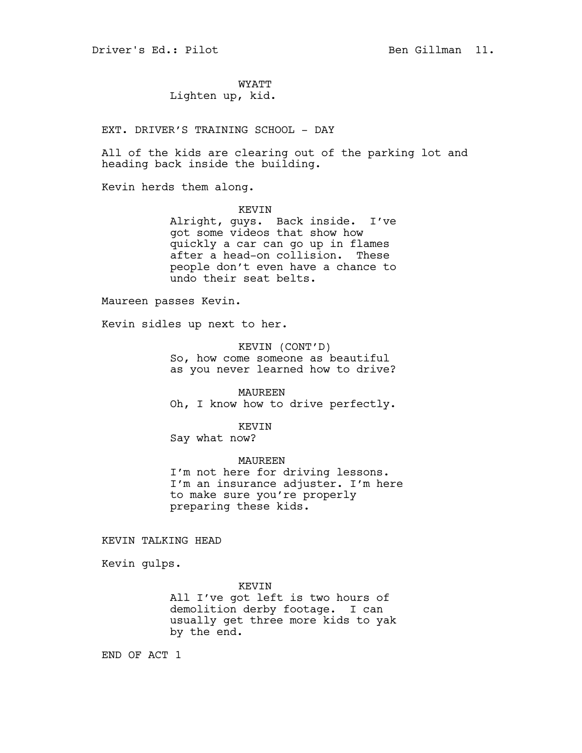WYATT

Lighten up, kid.

EXT. DRIVER'S TRAINING SCHOOL - DAY

All of the kids are clearing out of the parking lot and heading back inside the building.

Kevin herds them along.

KEVIN

Alright, guys. Back inside. I've got some videos that show how quickly a car can go up in flames after a head-on collision. These people don't even have a chance to undo their seat belts.

Maureen passes Kevin.

Kevin sidles up next to her.

KEVIN (CONT'D)

So, how come someone as beautiful as you never learned how to drive?

MAUREEN

Oh, I know how to drive perfectly.

KEVIN

Say what now?

MAUREEN

I'm not here for driving lessons. I'm an insurance adjuster. I'm here to make sure you're properly preparing these kids.

KEVIN TALKING HEAD

Kevin gulps.

KEVIN

All I've got left is two hours of demolition derby footage. I can usually get three more kids to yak by the end.

END OF ACT 1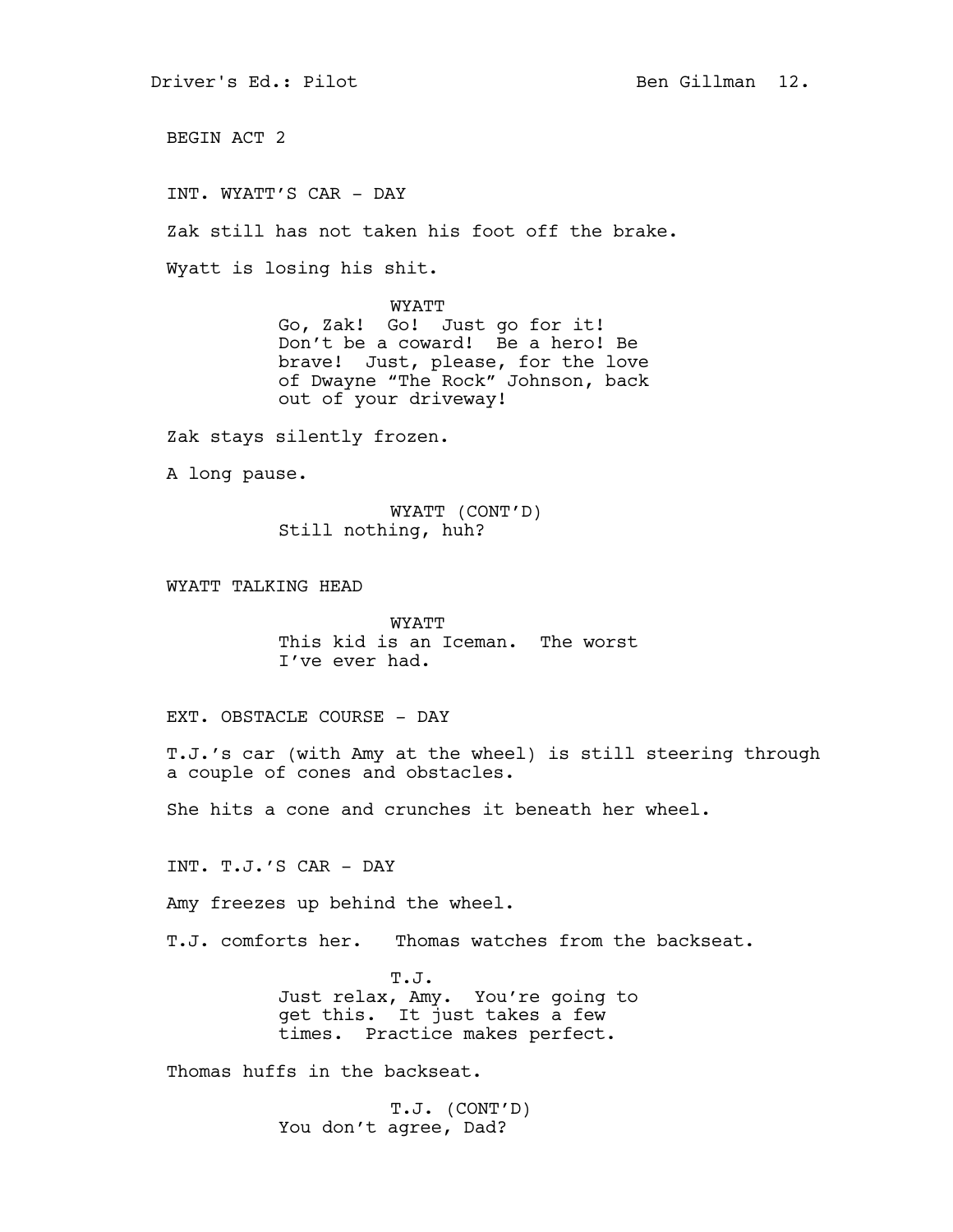BEGIN ACT 2

INT. WYATT'S CAR - DAY

Zak still has not taken his foot off the brake.

Wyatt is losing his shit.

WYATT
Go, Zak! Go! Just go for it! Don't be a coward! Be a hero! Be brave! Just, please, for the love of Dwayne "The Rock" Johnson, back out of your driveway!

Zak stays silently frozen.

A long pause.

WYATT (CONT'D)
Still nothing, huh?

WYATT TALKING HEAD

WYATT
This kid is an Iceman. The worst I've ever had.

EXT. OBSTACLE COURSE - DAY

T.J.'s car (with Amy at the wheel) is still steering through a couple of cones and obstacles.

She hits a cone and crunches it beneath her wheel.

INT. T.J.'S CAR - DAY

Amy freezes up behind the wheel.

T.J. comforts her. Thomas watches from the backseat.

T.J.
Just relax, Amy. You're going to get this. It just takes a few times. Practice makes perfect.

Thomas huffs in the backseat.

T.J. (CONT'D)
You don't agree, Dad?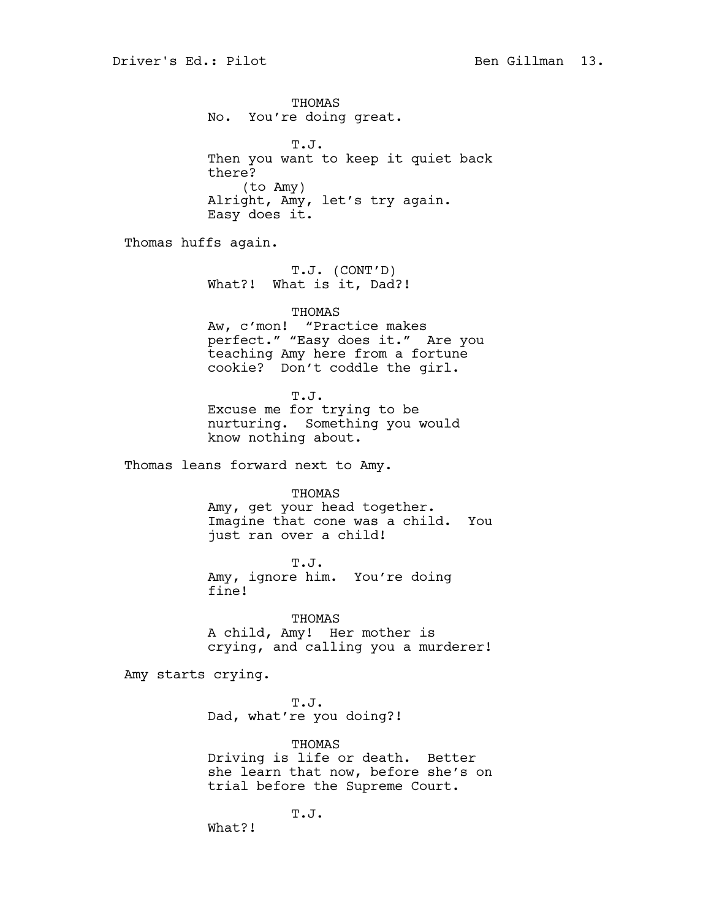THOMAS
No. You're doing great.

T.J.
Then you want to keep it quiet back there?
(to Amy)
Alright, Amy, let's try again. Easy does it.

Thomas huffs again.

T.J. (CONT'D)
What?! What is it, Dad?!

THOMAS
Aw, c'mon! "Practice makes perfect." "Easy does it." Are you teaching Amy here from a fortune cookie? Don't coddle the girl.

T.J.
Excuse me for trying to be nurturing. Something you would know nothing about.

Thomas leans forward next to Amy.

THOMAS
Amy, get your head together. Imagine that cone was a child. You just ran over a child!

T.J.
Amy, ignore him. You're doing fine!

THOMAS
A child, Amy! Her mother is crying, and calling you a murderer!

Amy starts crying.

T.J.
Dad, what're you doing?!

THOMAS
Driving is life or death. Better she learn that now, before she's on trial before the Supreme Court.

T.J.
What?!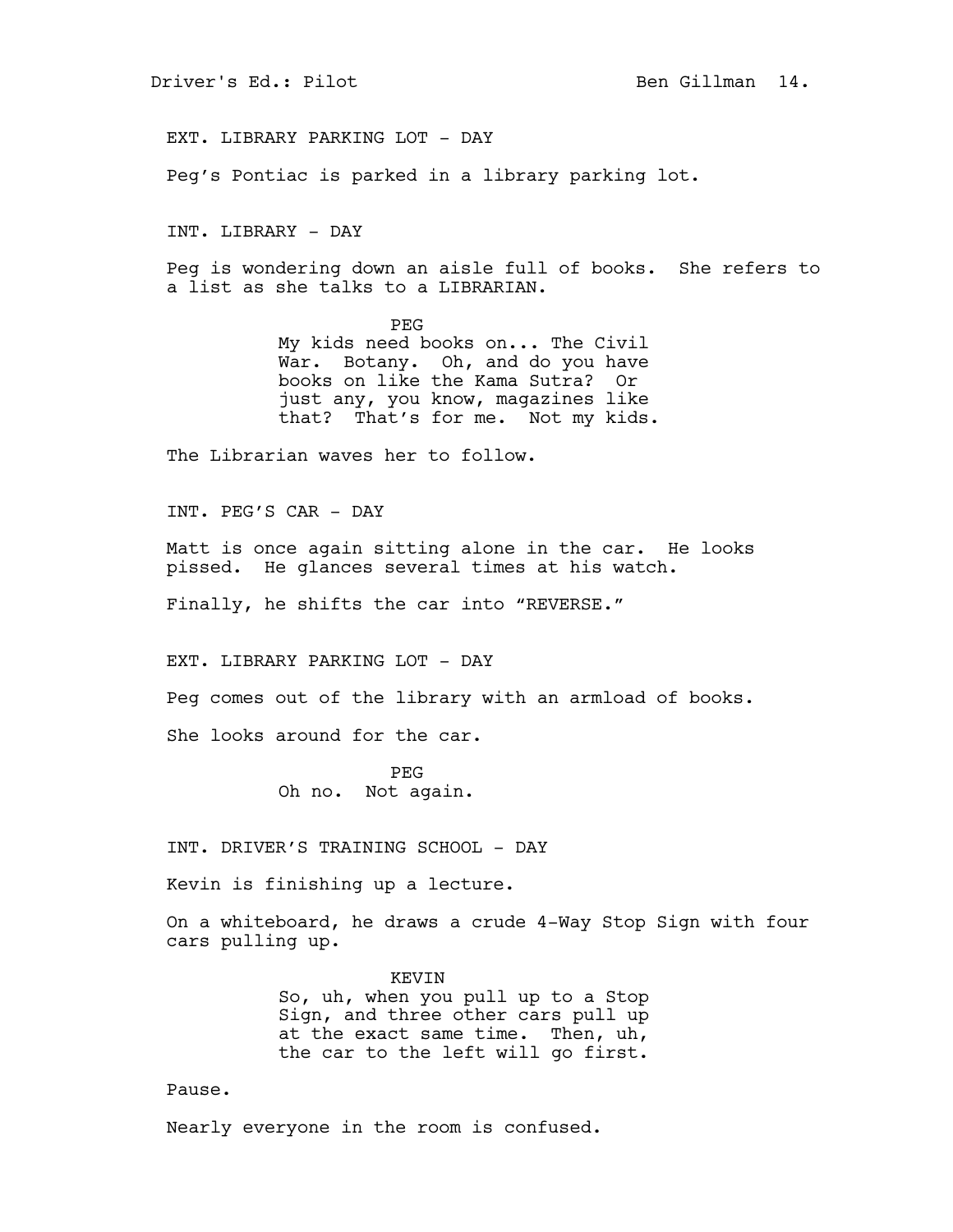EXT. LIBRARY PARKING LOT - DAY

Peg's Pontiac is parked in a library parking lot.

INT. LIBRARY - DAY

Peg is wondering down an aisle full of books. She refers to a list as she talks to a LIBRARIAN.

PEG
My kids need books on... The Civil War. Botany. Oh, and do you have books on like the Kama Sutra? Or just any, you know, magazines like that? That's for me. Not my kids.

The Librarian waves her to follow.

INT. PEG'S CAR - DAY

Matt is once again sitting alone in the car. He looks pissed. He glances several times at his watch.

Finally, he shifts the car into "REVERSE."

EXT. LIBRARY PARKING LOT - DAY

Peg comes out of the library with an armload of books.

She looks around for the car.

PEG
Oh no. Not again.

INT. DRIVER'S TRAINING SCHOOL - DAY

Kevin is finishing up a lecture.

On a whiteboard, he draws a crude 4-Way Stop Sign with four cars pulling up.

KEVIN
So, uh, when you pull up to a Stop Sign, and three other cars pull up at the exact same time. Then, uh, the car to the left will go first.

Pause.

Nearly everyone in the room is confused.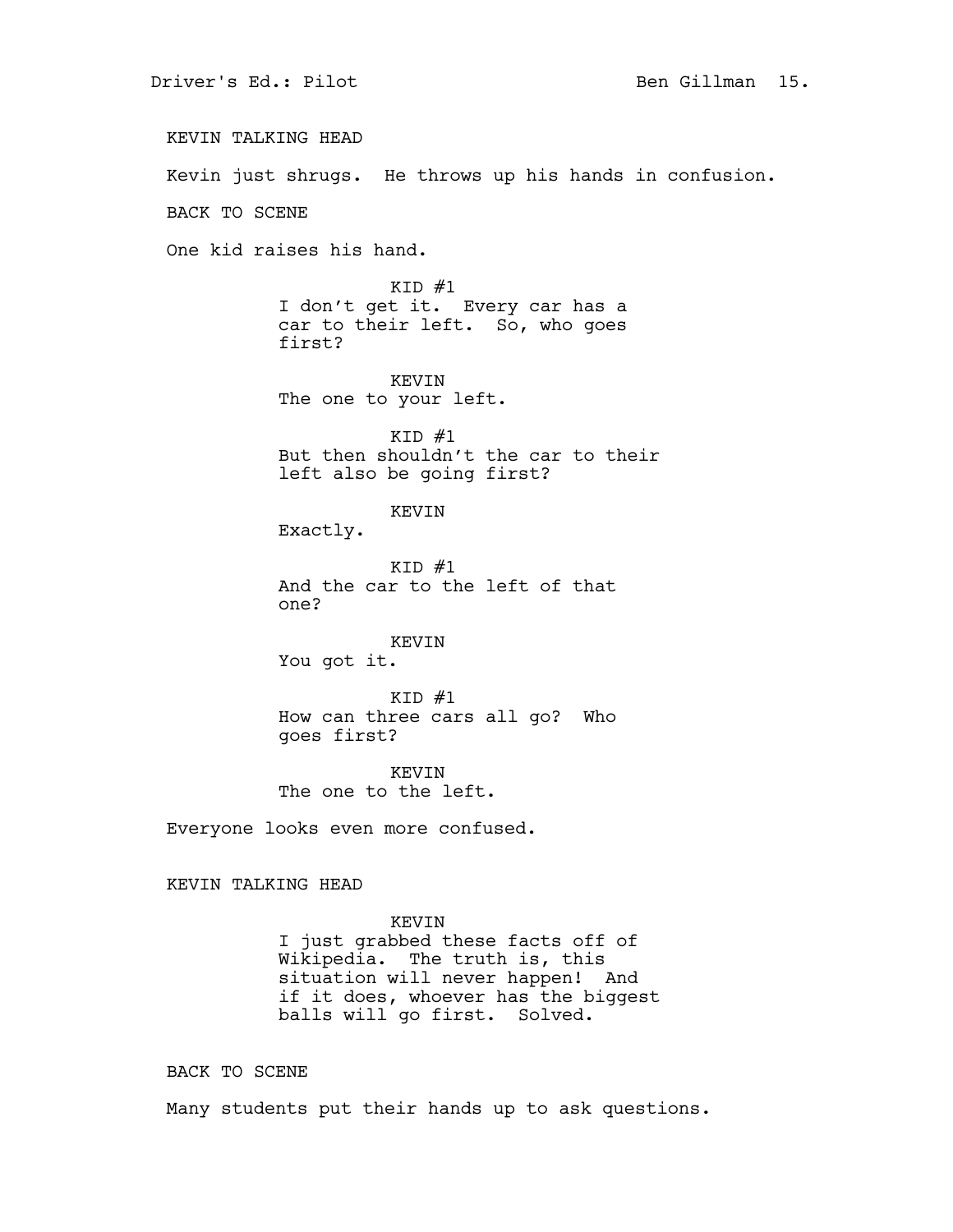KEVIN TALKING HEAD

Kevin just shrugs. He throws up his hands in confusion.

BACK TO SCENE

One kid raises his hand.

KID #1
I don't get it. Every car has a car to their left. So, who goes first?

KEVIN
The one to your left.

KID #1
But then shouldn't the car to their left also be going first?

KEVIN
Exactly.

KID #1
And the car to the left of that one?

KEVIN
You got it.

KID #1
How can three cars all go? Who goes first?

KEVIN
The one to the left.

Everyone looks even more confused.

KEVIN TALKING HEAD

KEVIN
I just grabbed these facts off of Wikipedia. The truth is, this situation will never happen! And if it does, whoever has the biggest balls will go first. Solved.

BACK TO SCENE

Many students put their hands up to ask questions.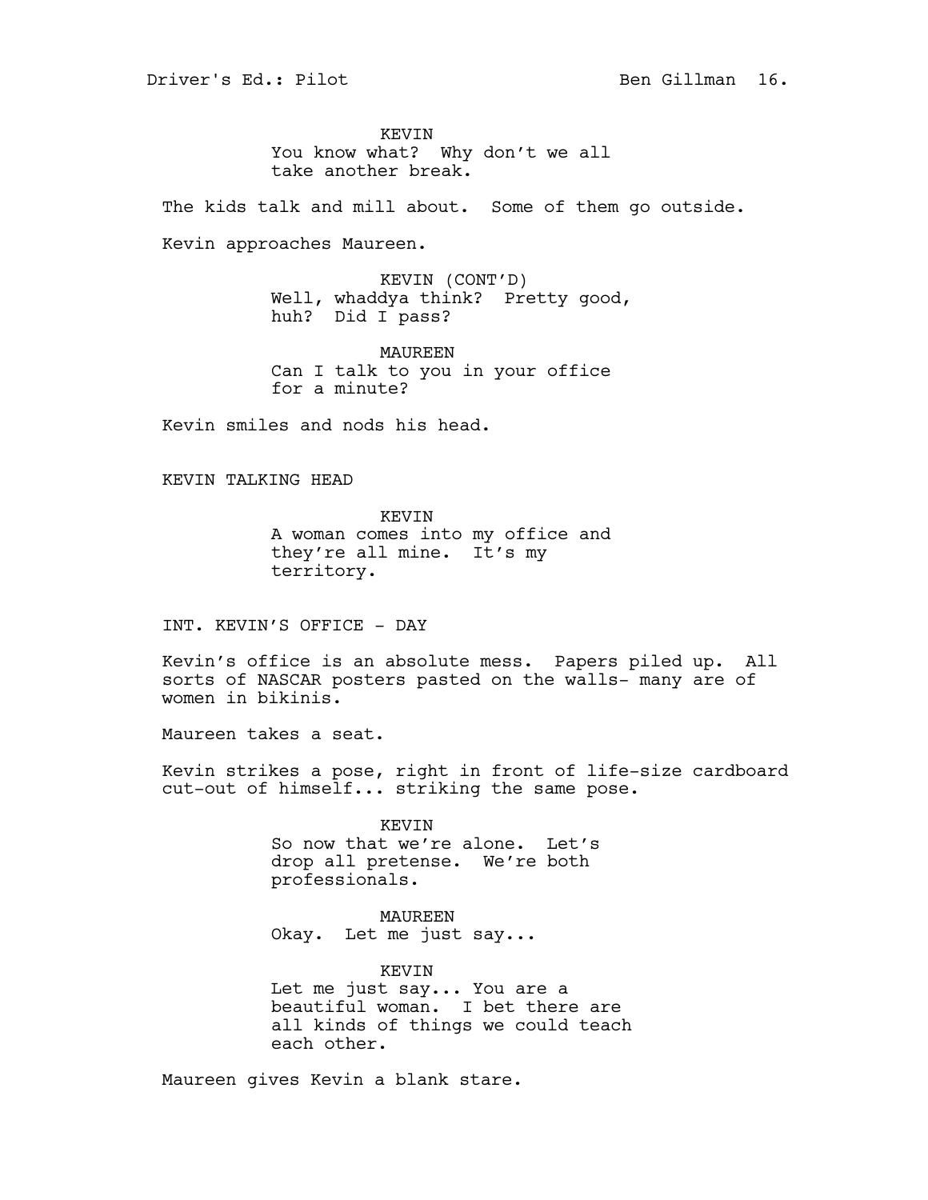KEVIN
You know what?  Why don't we all take another break.

The kids talk and mill about.  Some of them go outside.

Kevin approaches Maureen.

KEVIN (CONT'D)
Well, whaddya think?  Pretty good, huh?  Did I pass?

MAUREEN
Can I talk to you in your office for a minute?

Kevin smiles and nods his head.

KEVIN TALKING HEAD

KEVIN
A woman comes into my office and they're all mine.  It's my territory.

INT. KEVIN'S OFFICE - DAY

Kevin's office is an absolute mess.  Papers piled up.  All sorts of NASCAR posters pasted on the walls- many are of women in bikinis.

Maureen takes a seat.

Kevin strikes a pose, right in front of life-size cardboard cut-out of himself... striking the same pose.

KEVIN
So now that we're alone.  Let's drop all pretense.  We're both professionals.

MAUREEN
Okay.  Let me just say...

KEVIN
Let me just say... You are a beautiful woman.  I bet there are all kinds of things we could teach each other.

Maureen gives Kevin a blank stare.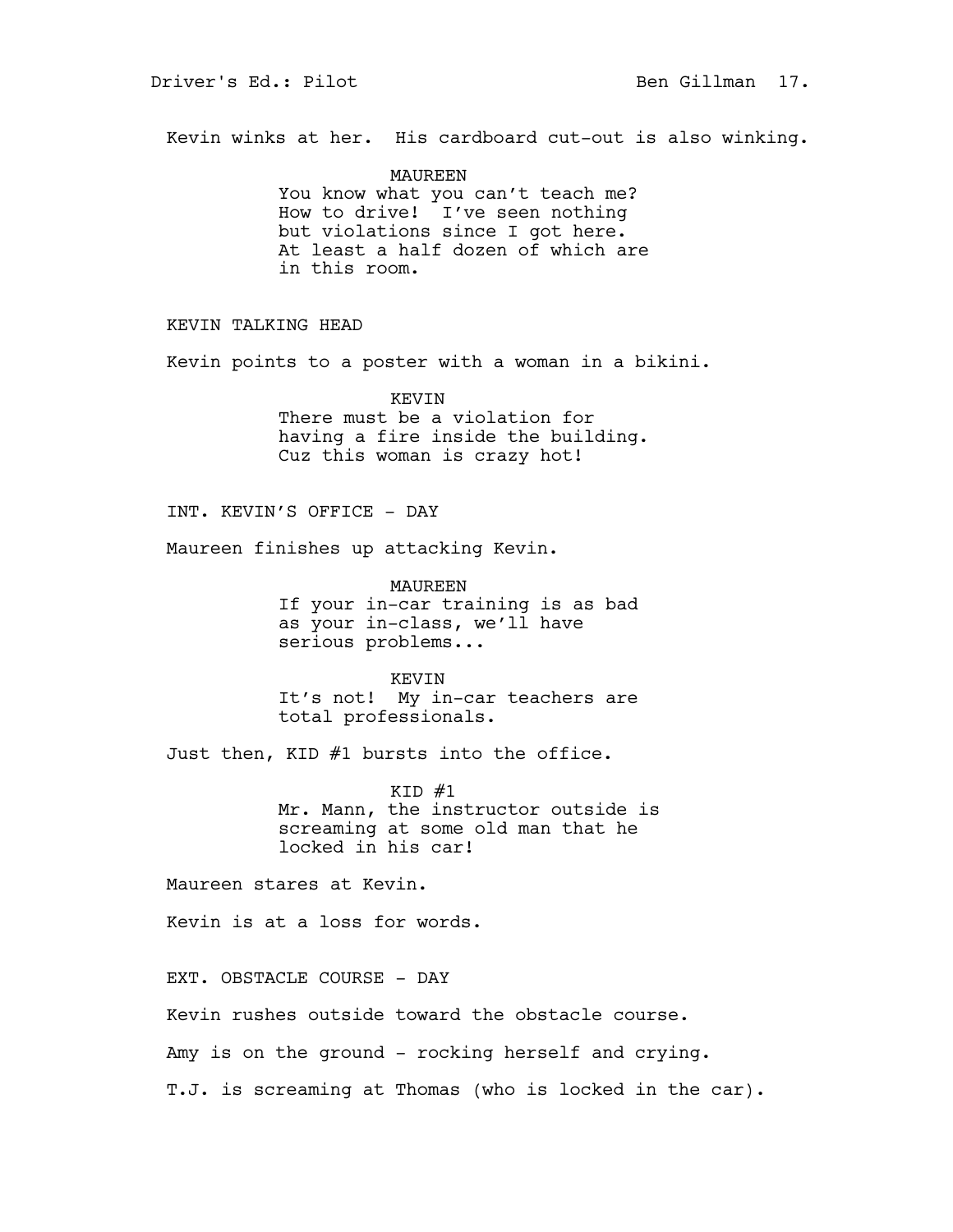Kevin winks at her. His cardboard cut-out is also winking.

MAUREEN
You know what you can't teach me? How to drive! I've seen nothing but violations since I got here. At least a half dozen of which are in this room.

KEVIN TALKING HEAD

Kevin points to a poster with a woman in a bikini.

KEVIN
There must be a violation for having a fire inside the building. Cuz this woman is crazy hot!

INT. KEVIN'S OFFICE - DAY

Maureen finishes up attacking Kevin.

MAUREEN
If your in-car training is as bad as your in-class, we'll have serious problems...

KEVIN
It's not! My in-car teachers are total professionals.

Just then, KID #1 bursts into the office.

KID #1
Mr. Mann, the instructor outside is screaming at some old man that he locked in his car!

Maureen stares at Kevin.

Kevin is at a loss for words.

EXT. OBSTACLE COURSE - DAY

Kevin rushes outside toward the obstacle course.

Amy is on the ground - rocking herself and crying.

T.J. is screaming at Thomas (who is locked in the car).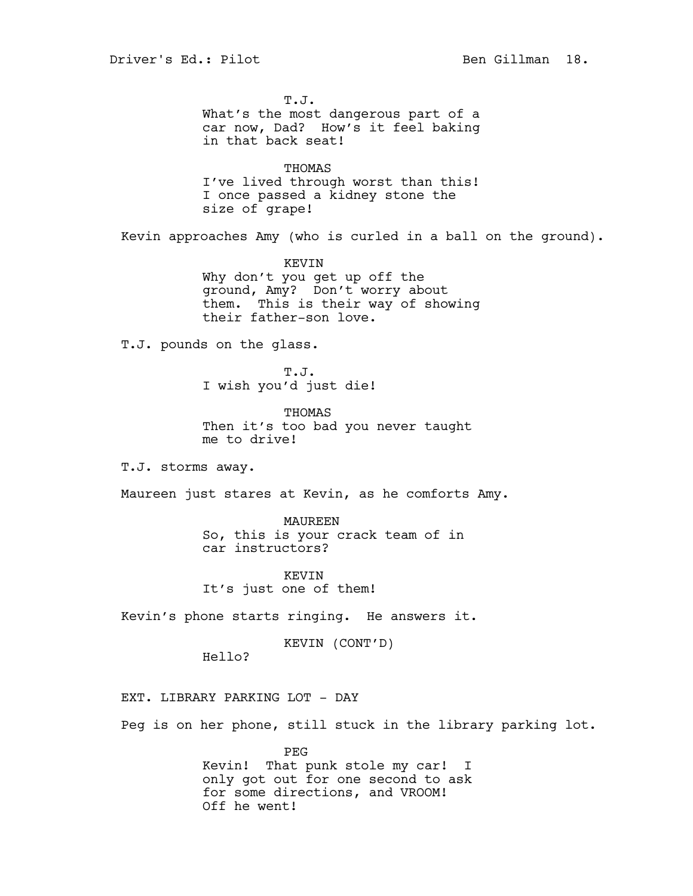T.J.
What's the most dangerous part of a car now, Dad? How's it feel baking in that back seat!

THOMAS
I've lived through worst than this! I once passed a kidney stone the size of grape!

Kevin approaches Amy (who is curled in a ball on the ground).

KEVIN
Why don't you get up off the ground, Amy? Don't worry about them. This is their way of showing their father-son love.

T.J. pounds on the glass.

T.J.
I wish you'd just die!

THOMAS
Then it's too bad you never taught me to drive!

T.J. storms away.

Maureen just stares at Kevin, as he comforts Amy.

MAUREEN
So, this is your crack team of in car instructors?

KEVIN
It's just one of them!

Kevin's phone starts ringing. He answers it.

KEVIN (CONT'D)
Hello?

EXT. LIBRARY PARKING LOT - DAY

Peg is on her phone, still stuck in the library parking lot.

PEG
Kevin! That punk stole my car! I only got out for one second to ask for some directions, and VROOM! Off he went!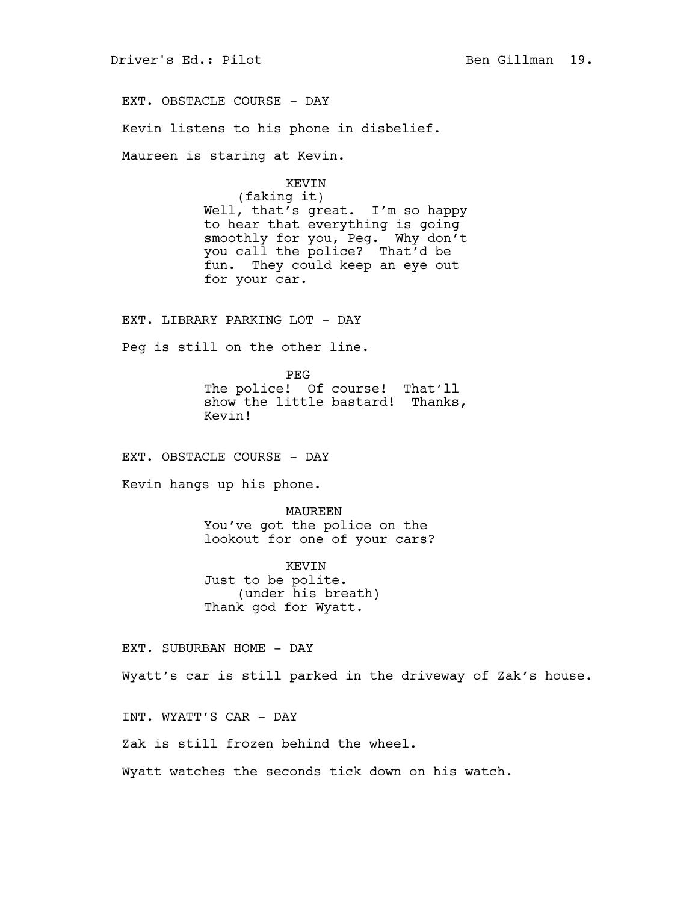EXT. OBSTACLE COURSE - DAY

Kevin listens to his phone in disbelief.

Maureen is staring at Kevin.

KEVIN
(faking it)
Well, that's great. I'm so happy to hear that everything is going smoothly for you, Peg. Why don't you call the police? That'd be fun. They could keep an eye out for your car.

EXT. LIBRARY PARKING LOT - DAY

Peg is still on the other line.

PEG
The police! Of course! That'll show the little bastard! Thanks, Kevin!

EXT. OBSTACLE COURSE - DAY

Kevin hangs up his phone.

MAUREEN
You've got the police on the lookout for one of your cars?

KEVIN
Just to be polite.
(under his breath)
Thank god for Wyatt.

EXT. SUBURBAN HOME - DAY

Wyatt's car is still parked in the driveway of Zak's house.

INT. WYATT'S CAR - DAY

Zak is still frozen behind the wheel.

Wyatt watches the seconds tick down on his watch.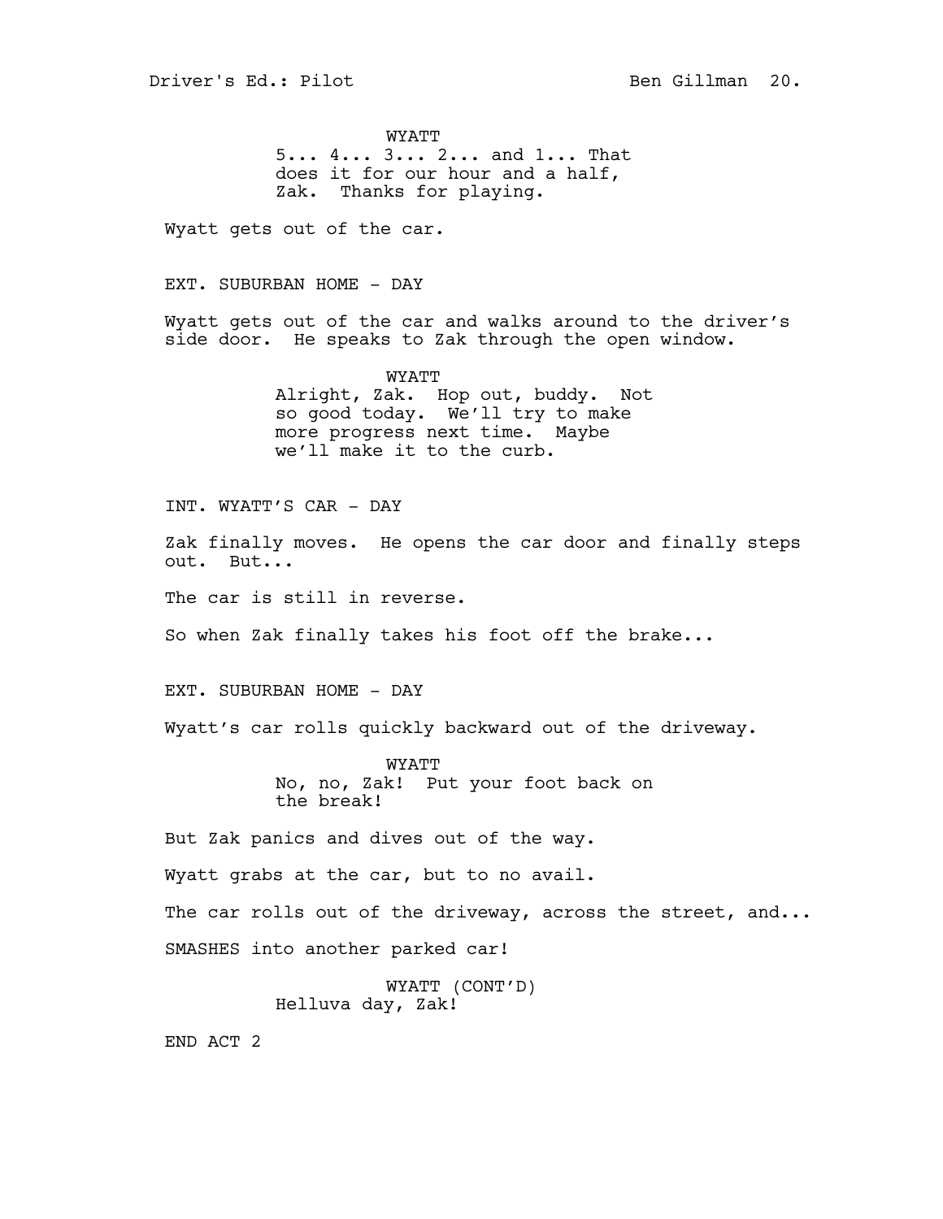WYATT

5... 4... 3... 2... and 1... That does it for our hour and a half, Zak. Thanks for playing.

Wyatt gets out of the car.

EXT. SUBURBAN HOME - DAY

Wyatt gets out of the car and walks around to the driver's side door. He speaks to Zak through the open window.

WYATT

Alright, Zak. Hop out, buddy. Not so good today. We'll try to make more progress next time. Maybe we'll make it to the curb.

INT. WYATT'S CAR - DAY

Zak finally moves. He opens the car door and finally steps out. But...

The car is still in reverse.

So when Zak finally takes his foot off the brake...

EXT. SUBURBAN HOME - DAY

Wyatt's car rolls quickly backward out of the driveway.

WYATT

No, no, Zak! Put your foot back on the break!

But Zak panics and dives out of the way.

Wyatt grabs at the car, but to no avail.

The car rolls out of the driveway, across the street, and...

SMASHES into another parked car!

WYATT (CONT'D)

Helluva day, Zak!

END ACT 2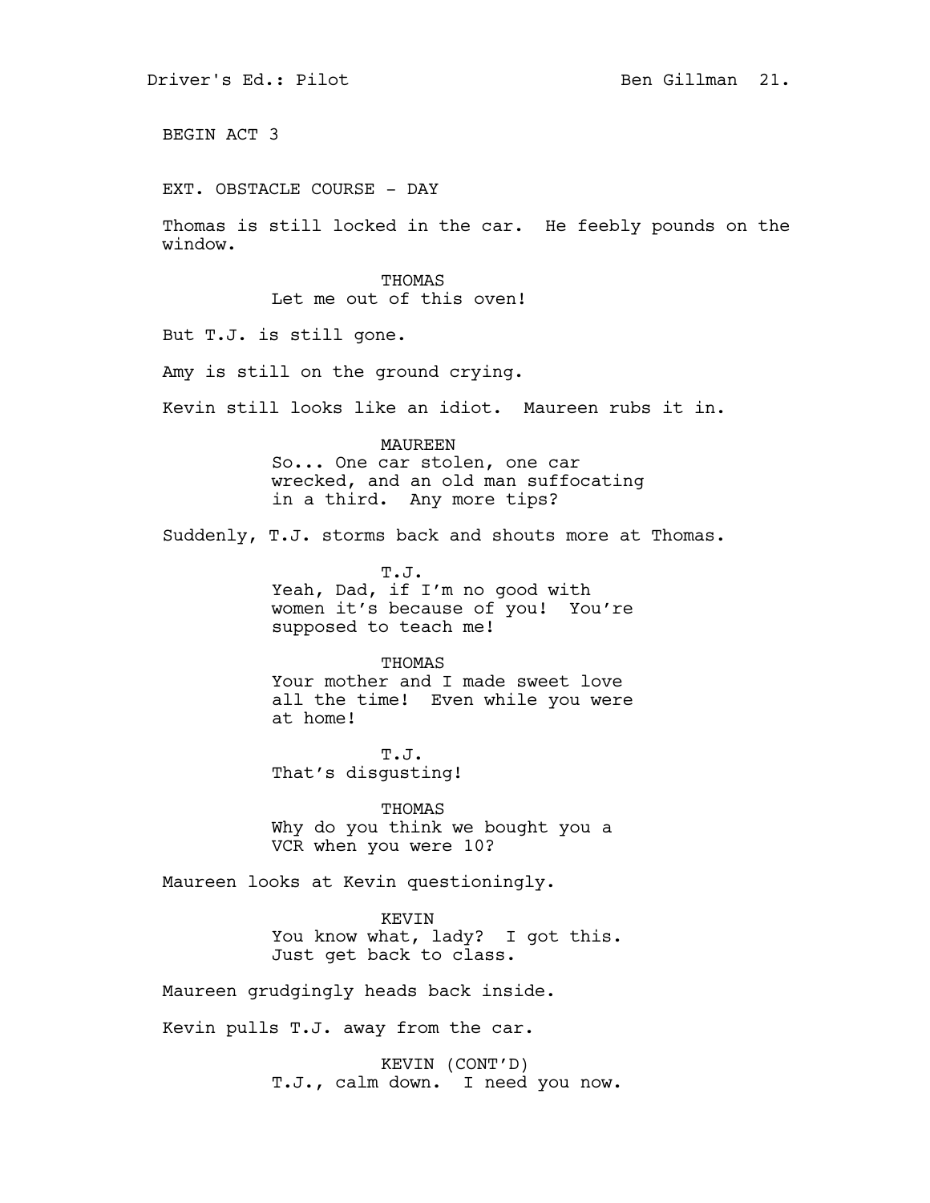BEGIN ACT 3

EXT. OBSTACLE COURSE - DAY

Thomas is still locked in the car. He feebly pounds on the window.

THOMAS
Let me out of this oven!

But T.J. is still gone.

Amy is still on the ground crying.

Kevin still looks like an idiot. Maureen rubs it in.

MAUREEN
So... One car stolen, one car wrecked, and an old man suffocating in a third. Any more tips?

Suddenly, T.J. storms back and shouts more at Thomas.

T.J.
Yeah, Dad, if I'm no good with women it's because of you! You're supposed to teach me!

THOMAS
Your mother and I made sweet love all the time! Even while you were at home!

T.J.
That's disgusting!

THOMAS
Why do you think we bought you a VCR when you were 10?

Maureen looks at Kevin questioningly.

KEVIN
You know what, lady? I got this. Just get back to class.

Maureen grudgingly heads back inside.

Kevin pulls T.J. away from the car.

KEVIN (CONT'D)
T.J., calm down. I need you now.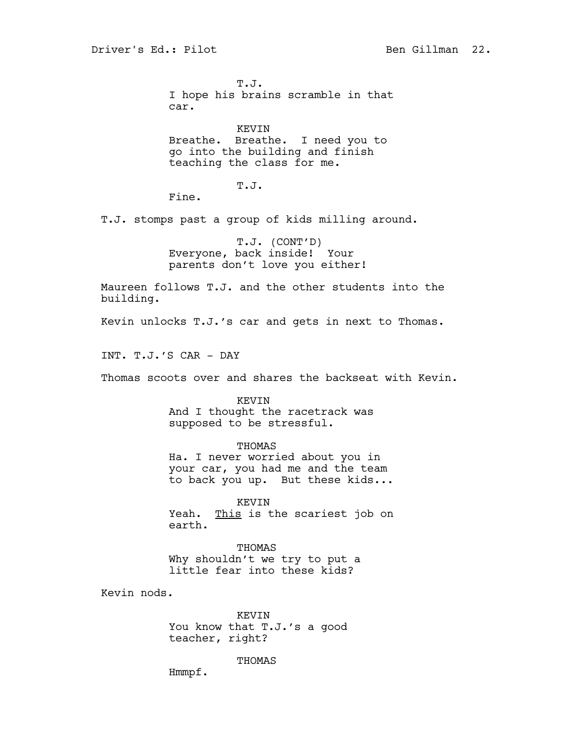T.J.
I hope his brains scramble in that car.

KEVIN
Breathe. Breathe. I need you to go into the building and finish teaching the class for me.

T.J.
Fine.

T.J. stomps past a group of kids milling around.

T.J. (CONT'D)
Everyone, back inside! Your parents don't love you either!

Maureen follows T.J. and the other students into the building.

Kevin unlocks T.J.'s car and gets in next to Thomas.

INT. T.J.'S CAR - DAY

Thomas scoots over and shares the backseat with Kevin.

KEVIN
And I thought the racetrack was supposed to be stressful.

THOMAS
Ha. I never worried about you in your car, you had me and the team to back you up. But these kids...

KEVIN
Yeah. <u>This</u> is the scariest job on earth.

THOMAS
Why shouldn't we try to put a little fear into these kids?

Kevin nods.

KEVIN
You know that T.J.'s a good teacher, right?

THOMAS
Hmmpf.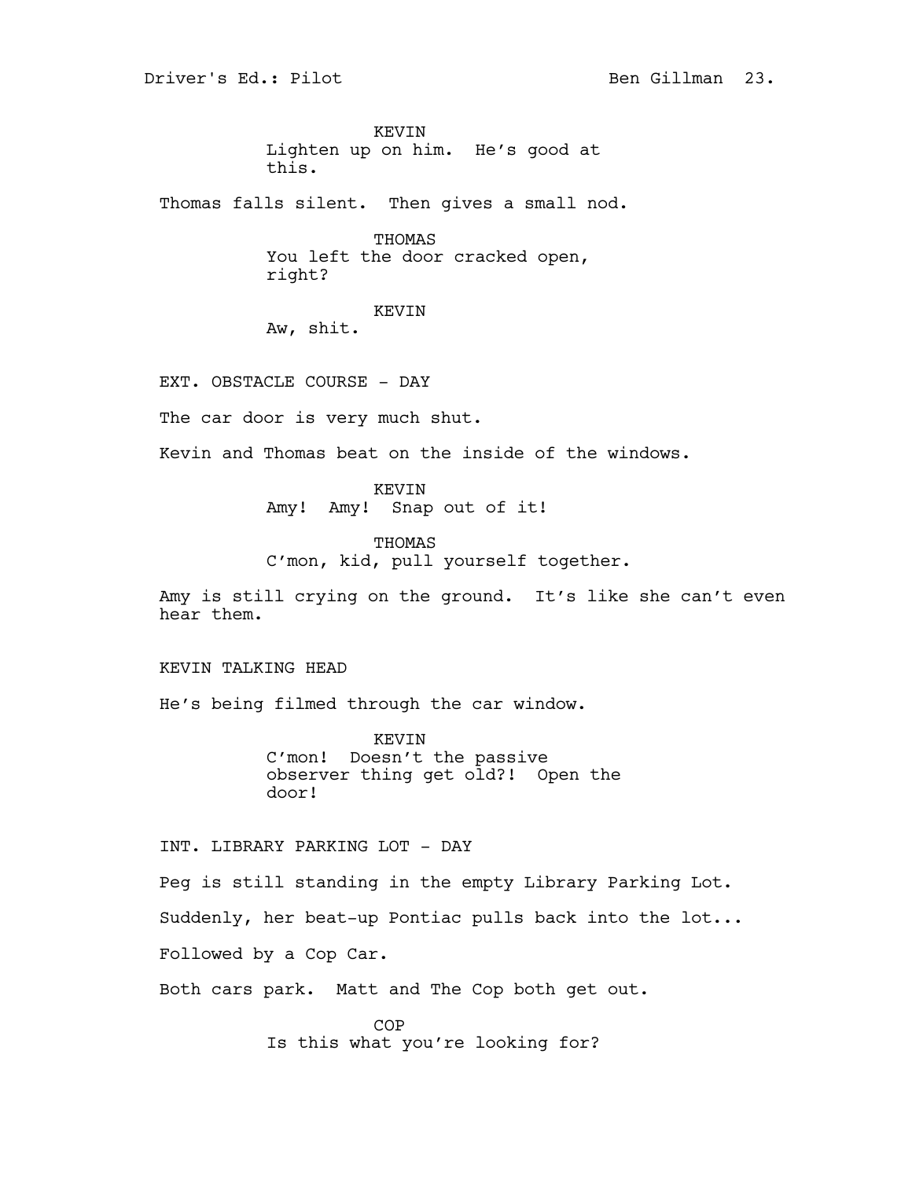KEVIN
Lighten up on him. He's good at this.

Thomas falls silent. Then gives a small nod.

THOMAS
You left the door cracked open, right?

KEVIN
Aw, shit.

EXT. OBSTACLE COURSE - DAY

The car door is very much shut.

Kevin and Thomas beat on the inside of the windows.

KEVIN
Amy! Amy! Snap out of it!

THOMAS
C'mon, kid, pull yourself together.

Amy is still crying on the ground. It's like she can't even hear them.

KEVIN TALKING HEAD

He's being filmed through the car window.

KEVIN
C'mon! Doesn't the passive observer thing get old?! Open the door!

INT. LIBRARY PARKING LOT - DAY

Peg is still standing in the empty Library Parking Lot.

Suddenly, her beat-up Pontiac pulls back into the lot...

Followed by a Cop Car.

Both cars park. Matt and The Cop both get out.

COP
Is this what you're looking for?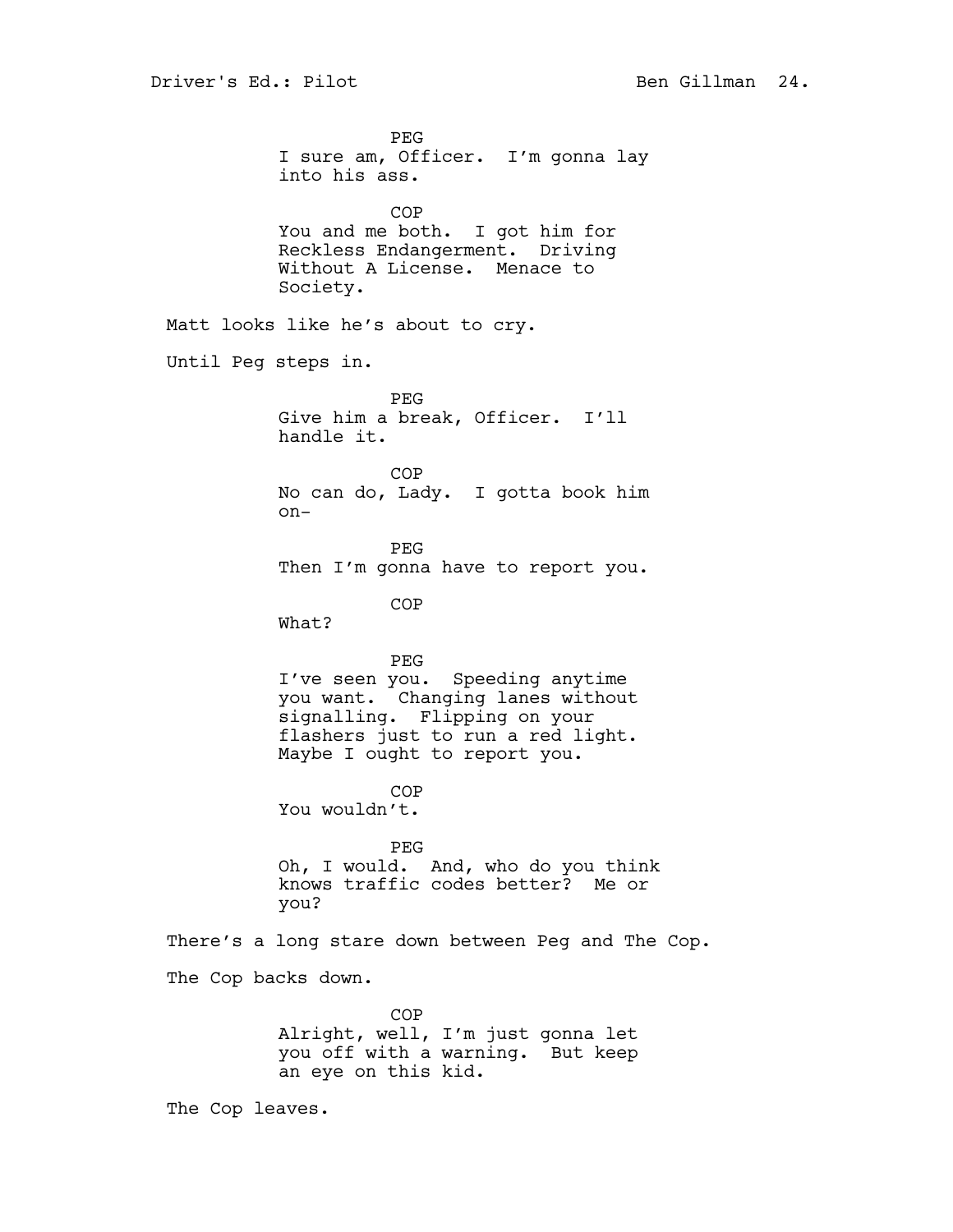PEG
I sure am, Officer. I'm gonna lay into his ass.

COP
You and me both. I got him for Reckless Endangerment. Driving Without A License. Menace to Society.

Matt looks like he's about to cry.

Until Peg steps in.

PEG
Give him a break, Officer. I'll handle it.

COP
No can do, Lady. I gotta book him on-

PEG
Then I'm gonna have to report you.

COP
What?

PEG
I've seen you. Speeding anytime you want. Changing lanes without signalling. Flipping on your flashers just to run a red light. Maybe I ought to report you.

COP
You wouldn't.

PEG
Oh, I would. And, who do you think knows traffic codes better? Me or you?

There's a long stare down between Peg and The Cop.

The Cop backs down.

COP
Alright, well, I'm just gonna let you off with a warning. But keep an eye on this kid.

The Cop leaves.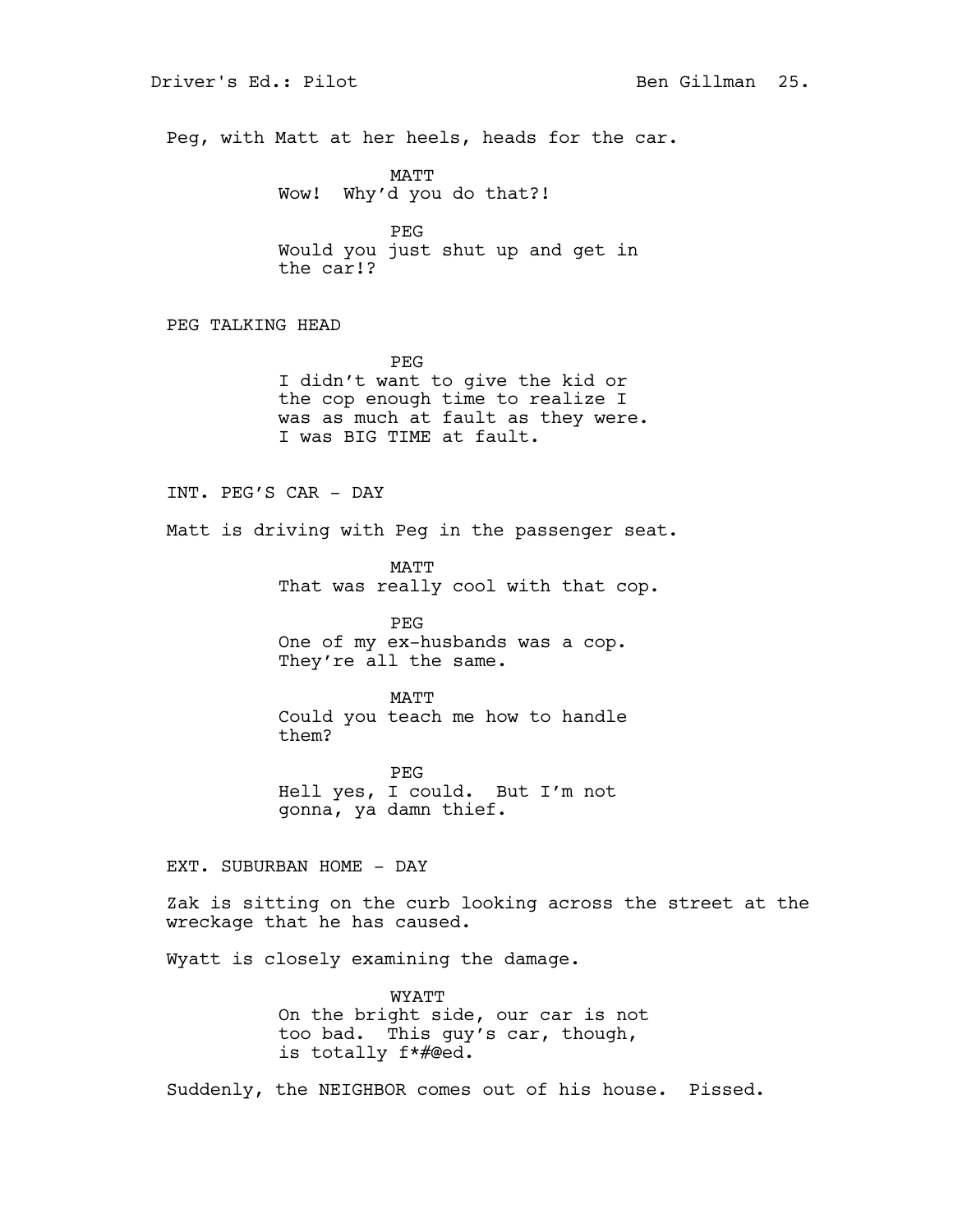Peg, with Matt at her heels, heads for the car.

MATT
Wow!  Why'd you do that?!

PEG
Would you just shut up and get in the car!?

PEG TALKING HEAD

PEG
I didn't want to give the kid or the cop enough time to realize I was as much at fault as they were. I was BIG TIME at fault.

INT. PEG'S CAR - DAY

Matt is driving with Peg in the passenger seat.

MATT
That was really cool with that cop.

PEG
One of my ex-husbands was a cop. They're all the same.

MATT
Could you teach me how to handle them?

PEG
Hell yes, I could.  But I'm not gonna, ya damn thief.

EXT. SUBURBAN HOME - DAY

Zak is sitting on the curb looking across the street at the wreckage that he has caused.

Wyatt is closely examining the damage.

WYATT
On the bright side, our car is not too bad.  This guy's car, though, is totally f*#@ed.

Suddenly, the NEIGHBOR comes out of his house.  Pissed.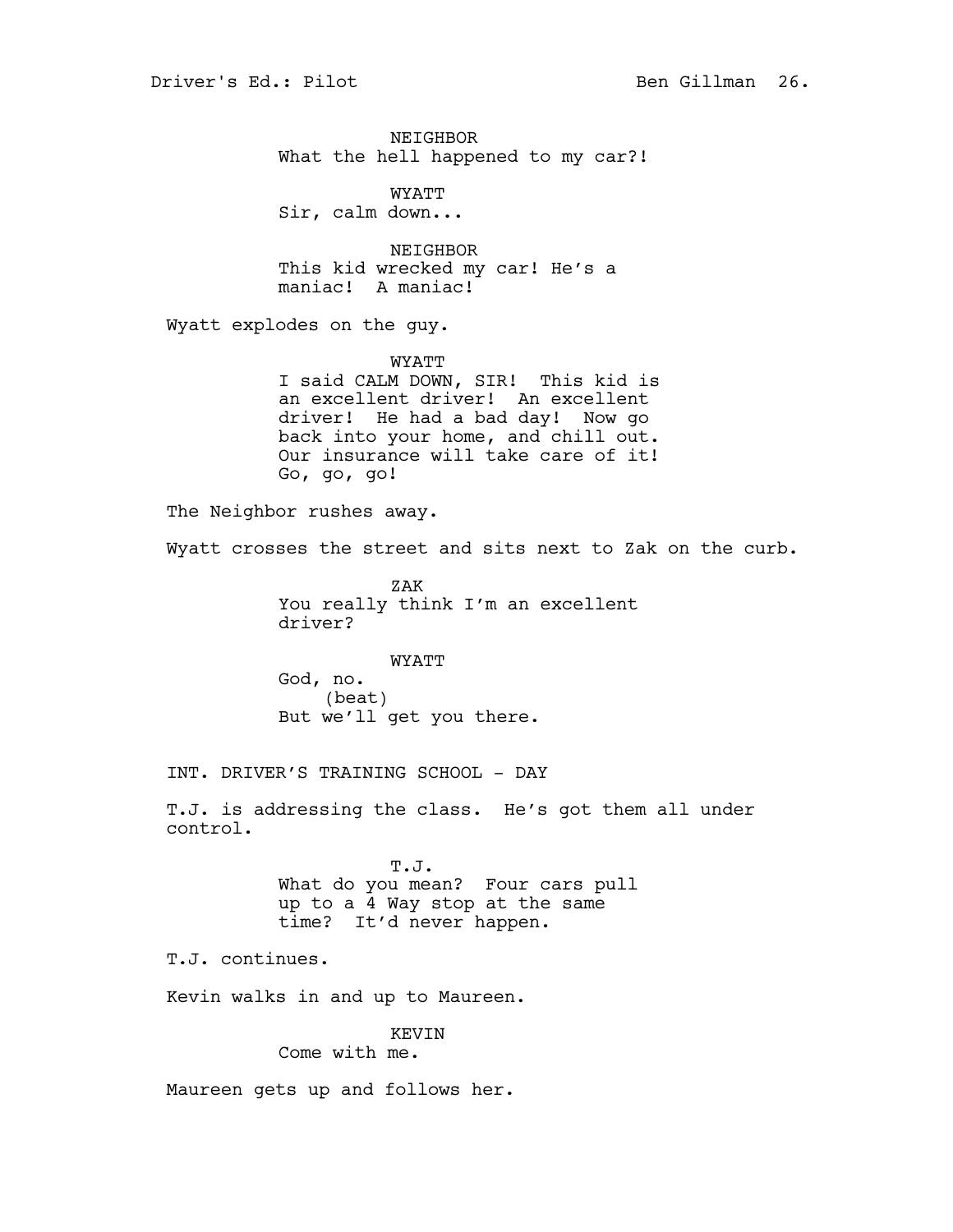NEIGHBOR
What the hell happened to my car?!

WYATT
Sir, calm down...

NEIGHBOR
This kid wrecked my car! He's a maniac! A maniac!

Wyatt explodes on the guy.

WYATT
I said CALM DOWN, SIR! This kid is an excellent driver! An excellent driver! He had a bad day! Now go back into your home, and chill out. Our insurance will take care of it! Go, go, go!

The Neighbor rushes away.

Wyatt crosses the street and sits next to Zak on the curb.

ZAK
You really think I'm an excellent driver?

WYATT
God, no.
(beat)
But we'll get you there.

INT. DRIVER'S TRAINING SCHOOL - DAY

T.J. is addressing the class. He's got them all under control.

T.J.
What do you mean? Four cars pull up to a 4 Way stop at the same time? It'd never happen.

T.J. continues.

Kevin walks in and up to Maureen.

KEVIN
Come with me.

Maureen gets up and follows her.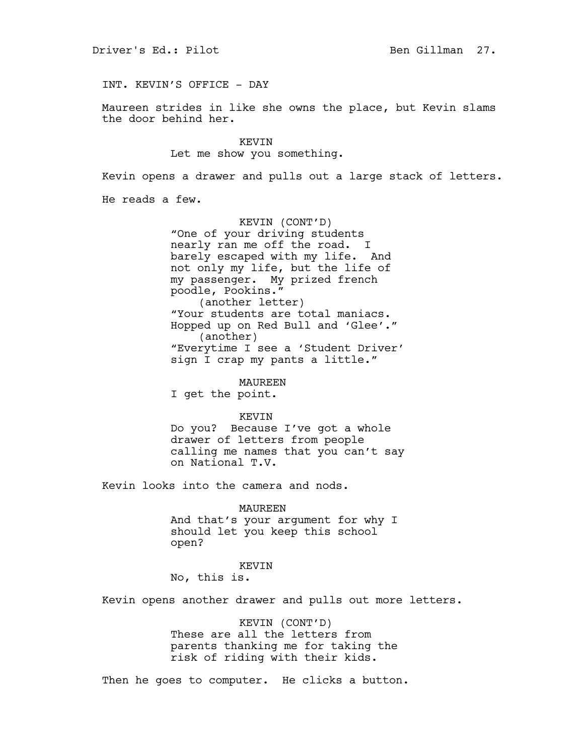INT. KEVIN'S OFFICE - DAY

Maureen strides in like she owns the place, but Kevin slams the door behind her.

KEVIN
Let me show you something.

Kevin opens a drawer and pulls out a large stack of letters.

He reads a few.

KEVIN (CONT'D)
"One of your driving students nearly ran me off the road. I barely escaped with my life. And not only my life, but the life of my passenger. My prized french poodle, Pookins."
(another letter)
"Your students are total maniacs. Hopped up on Red Bull and 'Glee'."
(another)
"Everytime I see a 'Student Driver' sign I crap my pants a little."

MAUREEN
I get the point.

KEVIN
Do you? Because I've got a whole drawer of letters from people calling me names that you can't say on National T.V.

Kevin looks into the camera and nods.

MAUREEN
And that's your argument for why I should let you keep this school open?

KEVIN
No, this is.

Kevin opens another drawer and pulls out more letters.

KEVIN (CONT'D)
These are all the letters from parents thanking me for taking the risk of riding with their kids.

Then he goes to computer. He clicks a button.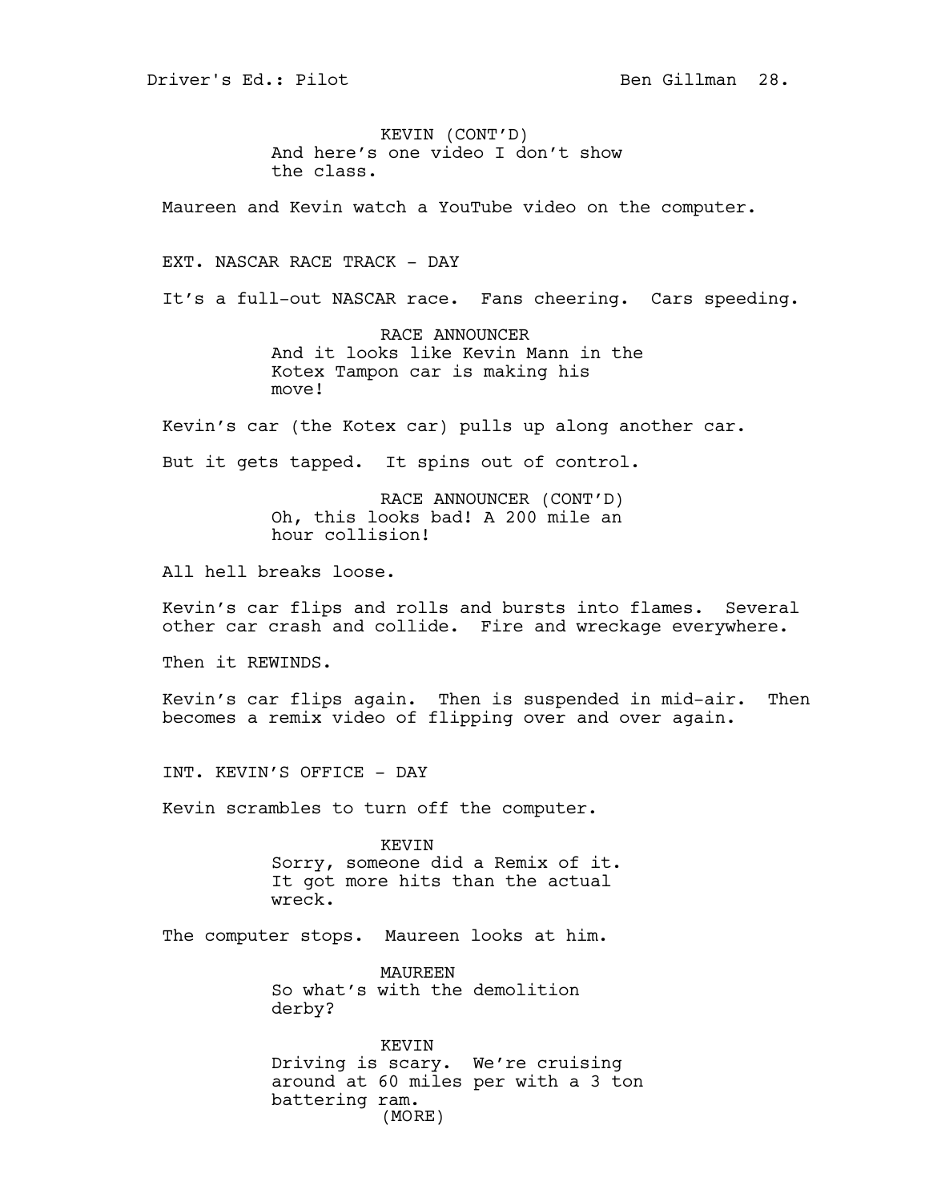KEVIN (CONT'D)
And here's one video I don't show the class.

Maureen and Kevin watch a YouTube video on the computer.

EXT. NASCAR RACE TRACK - DAY

It's a full-out NASCAR race. Fans cheering. Cars speeding.

RACE ANNOUNCER
And it looks like Kevin Mann in the Kotex Tampon car is making his move!

Kevin's car (the Kotex car) pulls up along another car.

But it gets tapped. It spins out of control.

RACE ANNOUNCER (CONT'D)
Oh, this looks bad! A 200 mile an hour collision!

All hell breaks loose.

Kevin's car flips and rolls and bursts into flames. Several other car crash and collide. Fire and wreckage everywhere.

Then it REWINDS.

Kevin's car flips again. Then is suspended in mid-air. Then becomes a remix video of flipping over and over again.

INT. KEVIN'S OFFICE - DAY

Kevin scrambles to turn off the computer.

KEVIN
Sorry, someone did a Remix of it. It got more hits than the actual wreck.

The computer stops. Maureen looks at him.

MAUREEN
So what's with the demolition derby?

KEVIN
Driving is scary. We're cruising around at 60 miles per with a 3 ton battering ram.
(MORE)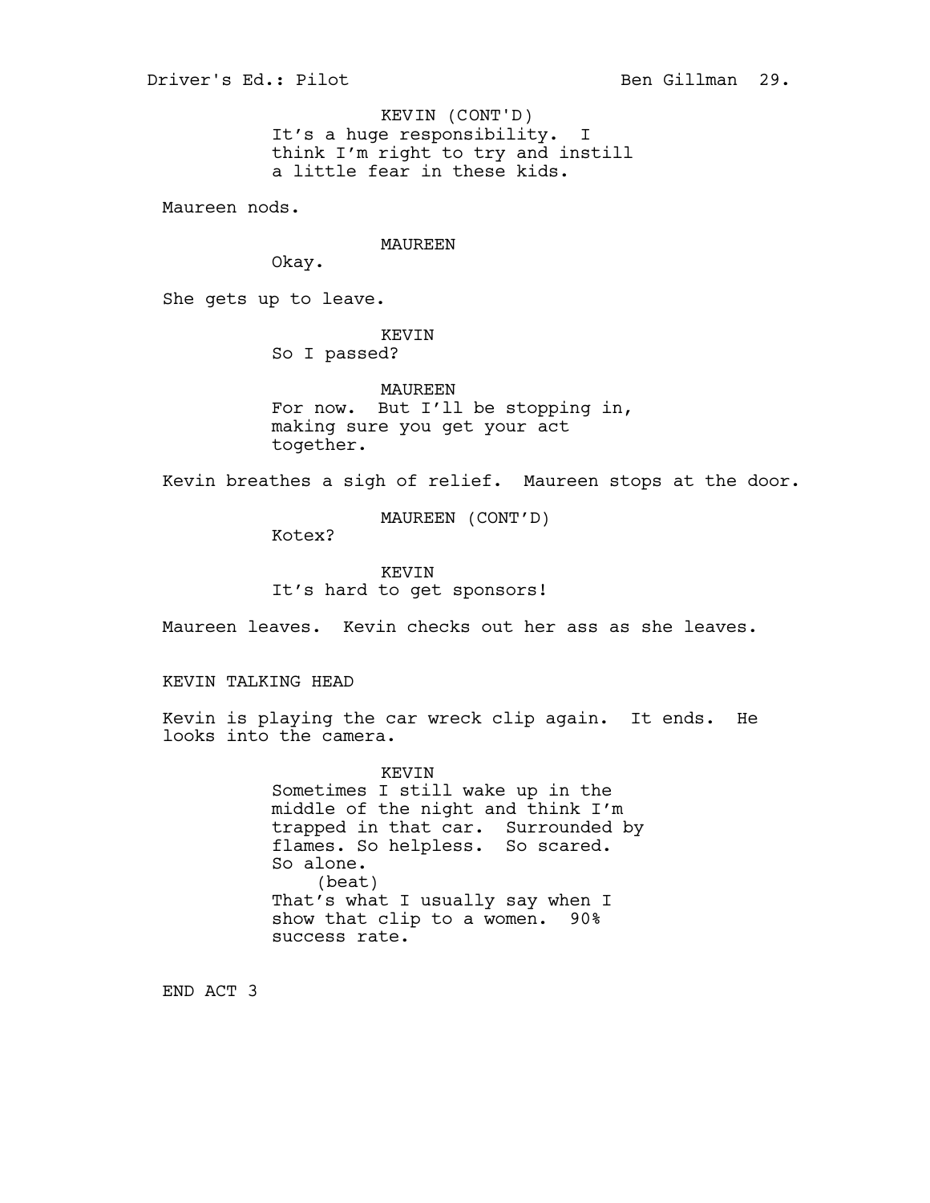KEVIN (CONT'D)
It's a huge responsibility. I think I'm right to try and instill a little fear in these kids.

Maureen nods.

MAUREEN
Okay.

She gets up to leave.

KEVIN
So I passed?

MAUREEN
For now. But I'll be stopping in, making sure you get your act together.

Kevin breathes a sigh of relief. Maureen stops at the door.

MAUREEN (CONT'D)
Kotex?

KEVIN
It's hard to get sponsors!

Maureen leaves. Kevin checks out her ass as she leaves.

KEVIN TALKING HEAD

Kevin is playing the car wreck clip again. It ends. He looks into the camera.

KEVIN
Sometimes I still wake up in the middle of the night and think I'm trapped in that car. Surrounded by flames. So helpless. So scared. So alone.
(beat)
That's what I usually say when I show that clip to a women. 90% success rate.

END ACT 3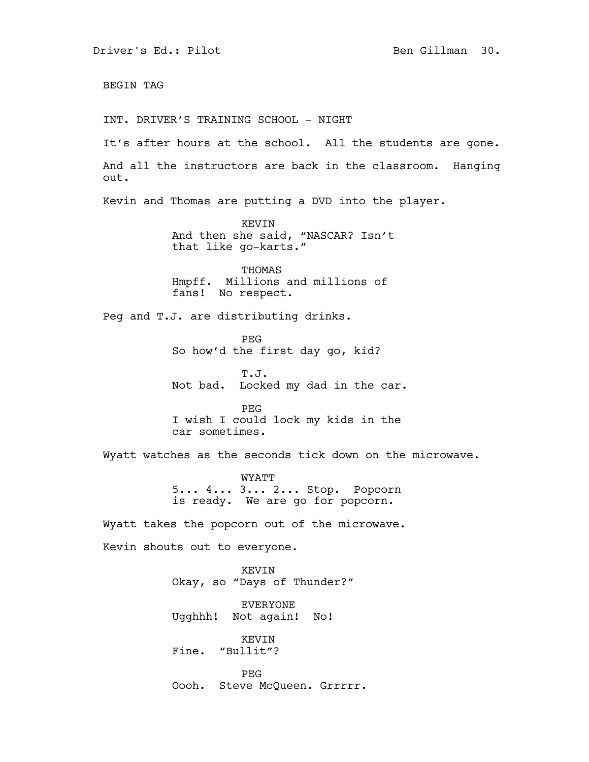BEGIN TAG

INT. DRIVER'S TRAINING SCHOOL - NIGHT

It's after hours at the school. All the students are gone.

And all the instructors are back in the classroom. Hanging out.

Kevin and Thomas are putting a DVD into the player.

KEVIN
And then she said, "NASCAR? Isn't that like go-karts."

THOMAS
Hmpff. Millions and millions of fans! No respect.

Peg and T.J. are distributing drinks.

PEG
So how'd the first day go, kid?

T.J.
Not bad. Locked my dad in the car.

PEG
I wish I could lock my kids in the car sometimes.

Wyatt watches as the seconds tick down on the microwave.

WYATT
5... 4... 3... 2... Stop. Popcorn is ready. We are go for popcorn.

Wyatt takes the popcorn out of the microwave.

Kevin shouts out to everyone.

KEVIN
Okay, so "Days of Thunder?"

EVERYONE
Ugghhh! Not again! No!

KEVIN
Fine. "Bullit"?

PEG
Oooh. Steve McQueen. Grrrrr.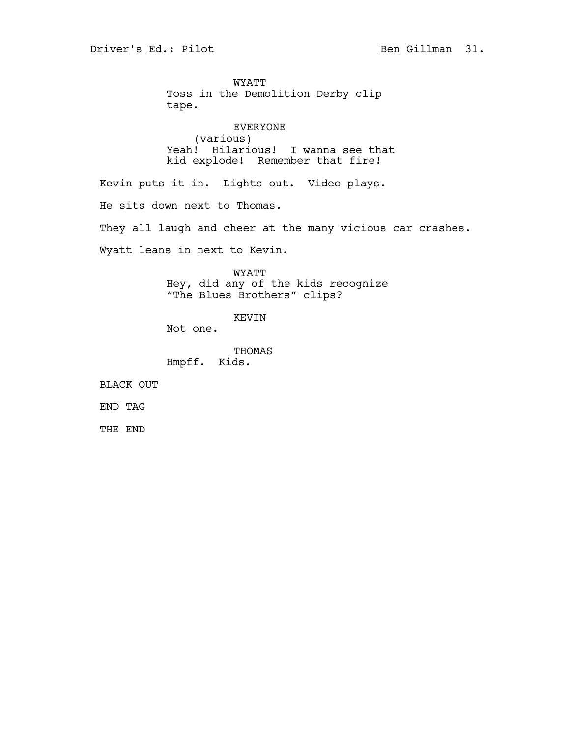WYATT

Toss in the Demolition Derby clip tape.

EVERYONE

(various)

Yeah! Hilarious! I wanna see that kid explode! Remember that fire!

Kevin puts it in. Lights out. Video plays.

He sits down next to Thomas.

They all laugh and cheer at the many vicious car crashes.

Wyatt leans in next to Kevin.

WYATT

Hey, did any of the kids recognize "The Blues Brothers" clips?

KEVIN

Not one.

THOMAS

Hmpff. Kids.

BLACK OUT

END TAG

THE END